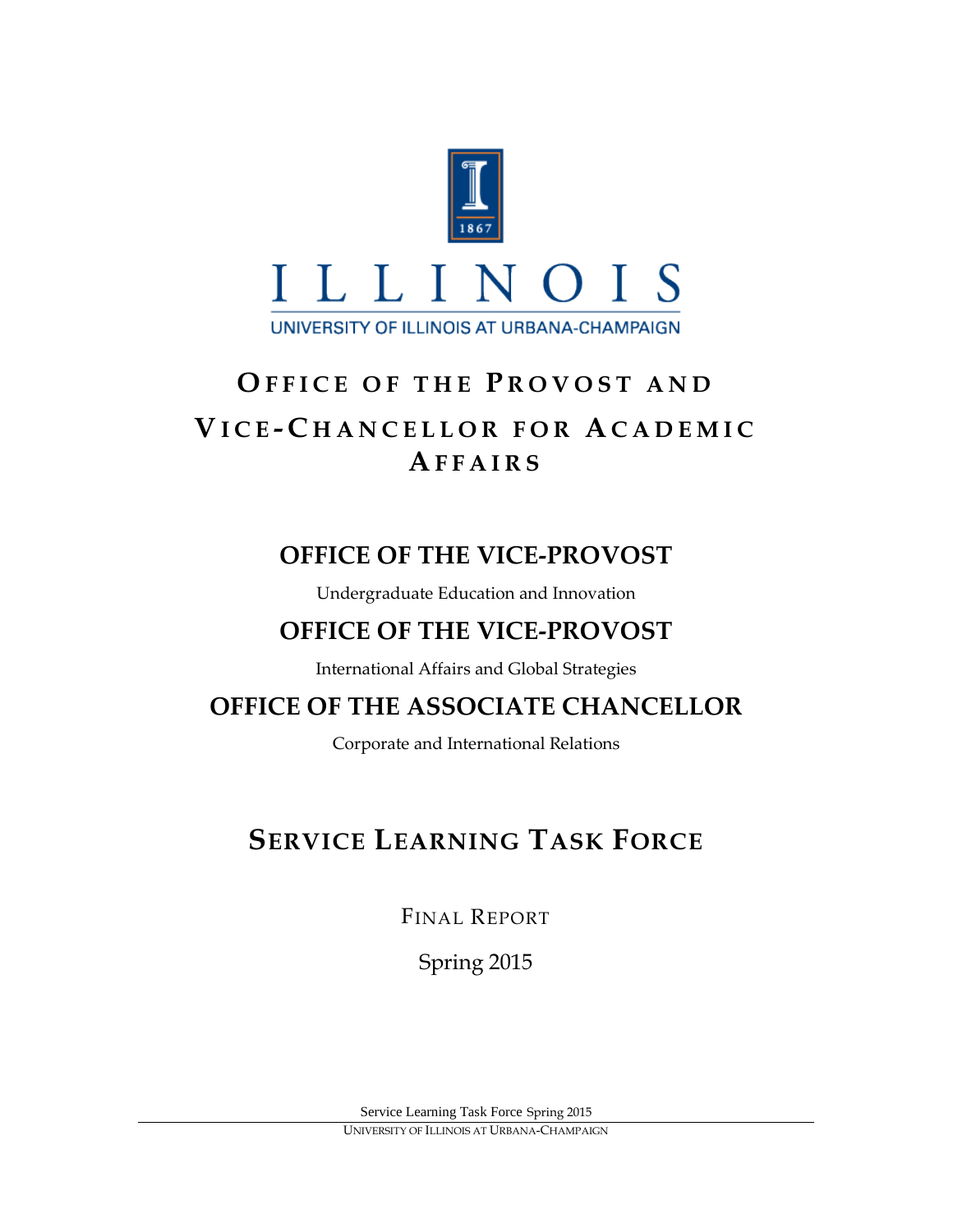ILLINOIS

UNIVERSITY OF ILLINOIS AT URBANA-CHAMPAIGN

# OFFICE OF THE PROVOST AND VICE-CHANCELLOR FOR ACADEMIC AFFAIRS

## OFFICE OF THE VICE-PROVOST

Undergraduate Education and Innovation

## OFFICE OF THE VICE-PROVOST

International Affairs and Global Strategies

## OFFICE OF THE ASSOCIATE CHANCELLOR

Corporate and International Relations

# SERVICE LEARNING TASK FORCE

FINAL REPORT

Spring 2015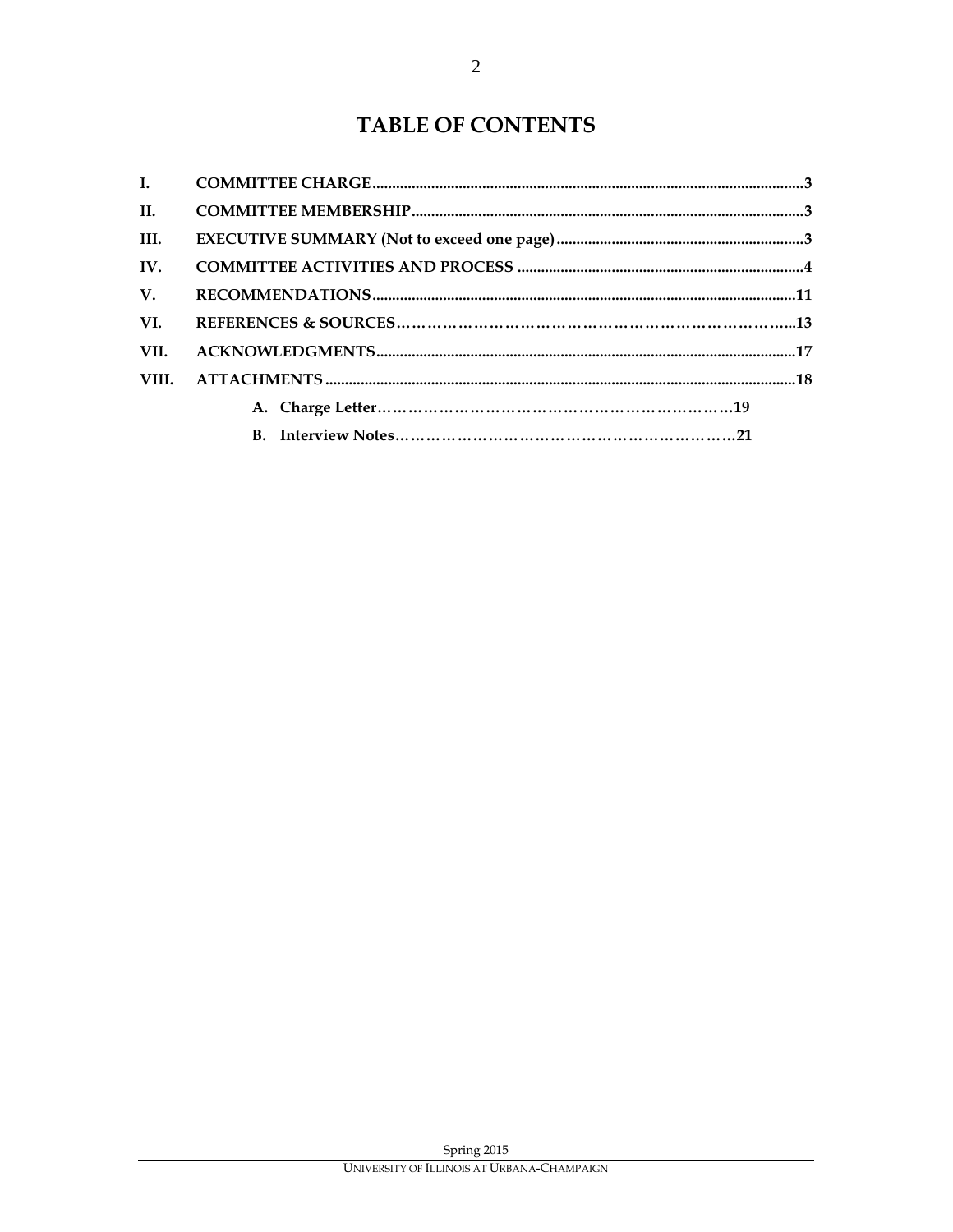# TABLE OF CONTENTS

- **I. COMMITTEE CHARGE** ....................3
- **II. COMMITTEE MEMBERSHIP** ....................3
- **III. EXECUTIVE SUMMARY (Not to exceed one page)** ....................3
- **IV. COMMITTEE ACTIVITIES AND PROCESS** ....................4
- **V. RECOMMENDATIONS** ....................11
- **VI. REFERENCES & SOURCES** ....................13
- **VII. ACKNOWLEDGMENTS** ....................17
- **VIII. ATTACHMENTS** ....................18
  - **A. Charge Letter** ....................19
  - **B. Interview Notes** ....................21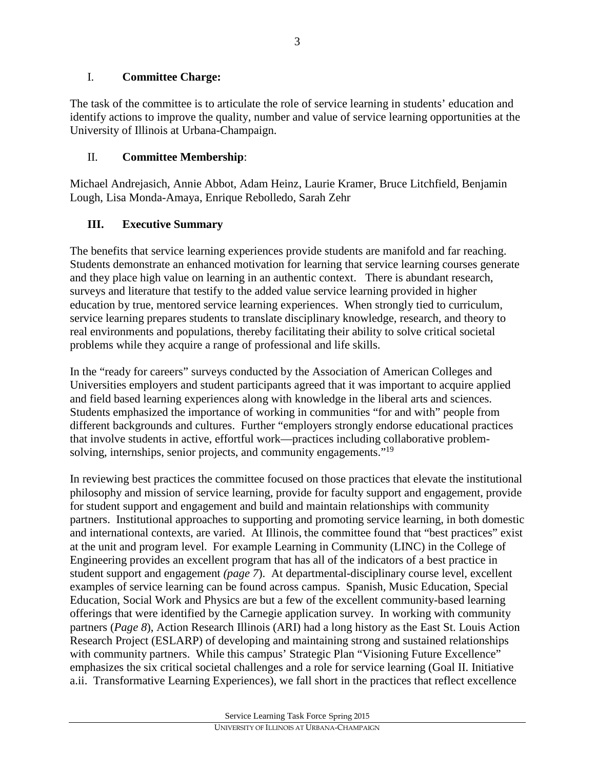## I. Committee Charge:

The task of the committee is to articulate the role of service learning in students' education and identify actions to improve the quality, number and value of service learning opportunities at the University of Illinois at Urbana-Champaign.

## II. Committee Membership:

Michael Andrejasich, Annie Abbot, Adam Heinz, Laurie Kramer, Bruce Litchfield, Benjamin Lough, Lisa Monda-Amaya, Enrique Rebolledo, Sarah Zehr

## III. Executive Summary

The benefits that service learning experiences provide students are manifold and far reaching. Students demonstrate an enhanced motivation for learning that service learning courses generate and they place high value on learning in an authentic context. There is abundant research, surveys and literature that testify to the added value service learning provided in higher education by true, mentored service learning experiences. When strongly tied to curriculum, service learning prepares students to translate disciplinary knowledge, research, and theory to real environments and populations, thereby facilitating their ability to solve critical societal problems while they acquire a range of professional and life skills.

In the "ready for careers" surveys conducted by the Association of American Colleges and Universities employers and student participants agreed that it was important to acquire applied and field based learning experiences along with knowledge in the liberal arts and sciences. Students emphasized the importance of working in communities "for and with" people from different backgrounds and cultures. Further "employers strongly endorse educational practices that involve students in active, effortful work—practices including collaborative problem-solving, internships, senior projects, and community engagements."[19]

In reviewing best practices the committee focused on those practices that elevate the institutional philosophy and mission of service learning, provide for faculty support and engagement, provide for student support and engagement and build and maintain relationships with community partners. Institutional approaches to supporting and promoting service learning, in both domestic and international contexts, are varied. At Illinois, the committee found that "best practices" exist at the unit and program level. For example Learning in Community (LINC) in the College of Engineering provides an excellent program that has all of the indicators of a best practice in student support and engagement *(page 7*). At departmental-disciplinary course level, excellent examples of service learning can be found across campus. Spanish, Music Education, Special Education, Social Work and Physics are but a few of the excellent community-based learning offerings that were identified by the Carnegie application survey. In working with community partners (*Page 8*), Action Research Illinois (ARI) had a long history as the East St. Louis Action Research Project (ESLARP) of developing and maintaining strong and sustained relationships with community partners. While this campus' Strategic Plan "Visioning Future Excellence" emphasizes the six critical societal challenges and a role for service learning (Goal II. Initiative a.ii. Transformative Learning Experiences), we fall short in the practices that reflect excellence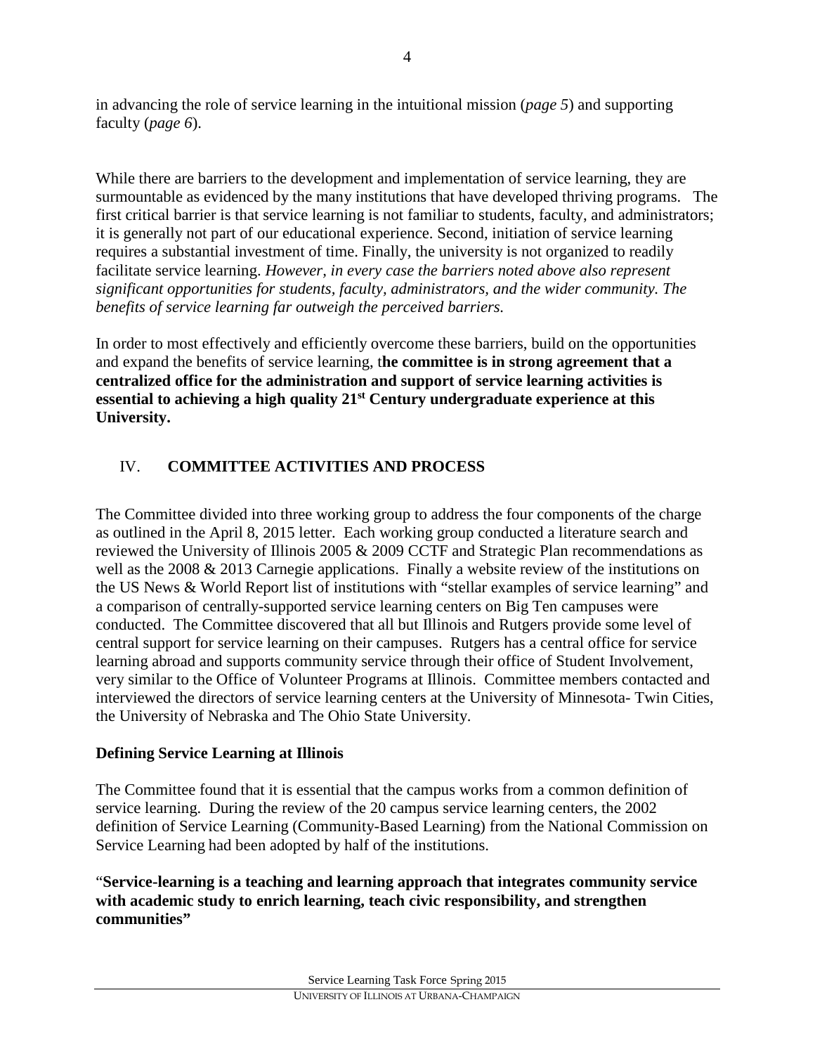in advancing the role of service learning in the intuitional mission (*page 5*) and supporting faculty (*page 6*).

While there are barriers to the development and implementation of service learning, they are surmountable as evidenced by the many institutions that have developed thriving programs. The first critical barrier is that service learning is not familiar to students, faculty, and administrators; it is generally not part of our educational experience. Second, initiation of service learning requires a substantial investment of time. Finally, the university is not organized to readily facilitate service learning. *However, in every case the barriers noted above also represent significant opportunities for students, faculty, administrators, and the wider community. The benefits of service learning far outweigh the perceived barriers.*

In order to most effectively and efficiently overcome these barriers, build on the opportunities and expand the benefits of service learning, t**he committee is in strong agreement that a centralized office for the administration and support of service learning activities is essential to achieving a high quality 21st Century undergraduate experience at this University.**

## IV. COMMITTEE ACTIVITIES AND PROCESS

The Committee divided into three working group to address the four components of the charge as outlined in the April 8, 2015 letter. Each working group conducted a literature search and reviewed the University of Illinois 2005 & 2009 CCTF and Strategic Plan recommendations as well as the 2008 & 2013 Carnegie applications. Finally a website review of the institutions on the US News & World Report list of institutions with "stellar examples of service learning" and a comparison of centrally-supported service learning centers on Big Ten campuses were conducted. The Committee discovered that all but Illinois and Rutgers provide some level of central support for service learning on their campuses. Rutgers has a central office for service learning abroad and supports community service through their office of Student Involvement, very similar to the Office of Volunteer Programs at Illinois. Committee members contacted and interviewed the directors of service learning centers at the University of Minnesota- Twin Cities, the University of Nebraska and The Ohio State University.

### Defining Service Learning at Illinois

The Committee found that it is essential that the campus works from a common definition of service learning. During the review of the 20 campus service learning centers, the 2002 definition of Service Learning (Community-Based Learning) from the National Commission on Service Learning had been adopted by half of the institutions.

"**Service-learning is a teaching and learning approach that integrates community service with academic study to enrich learning, teach civic responsibility, and strengthen communities"**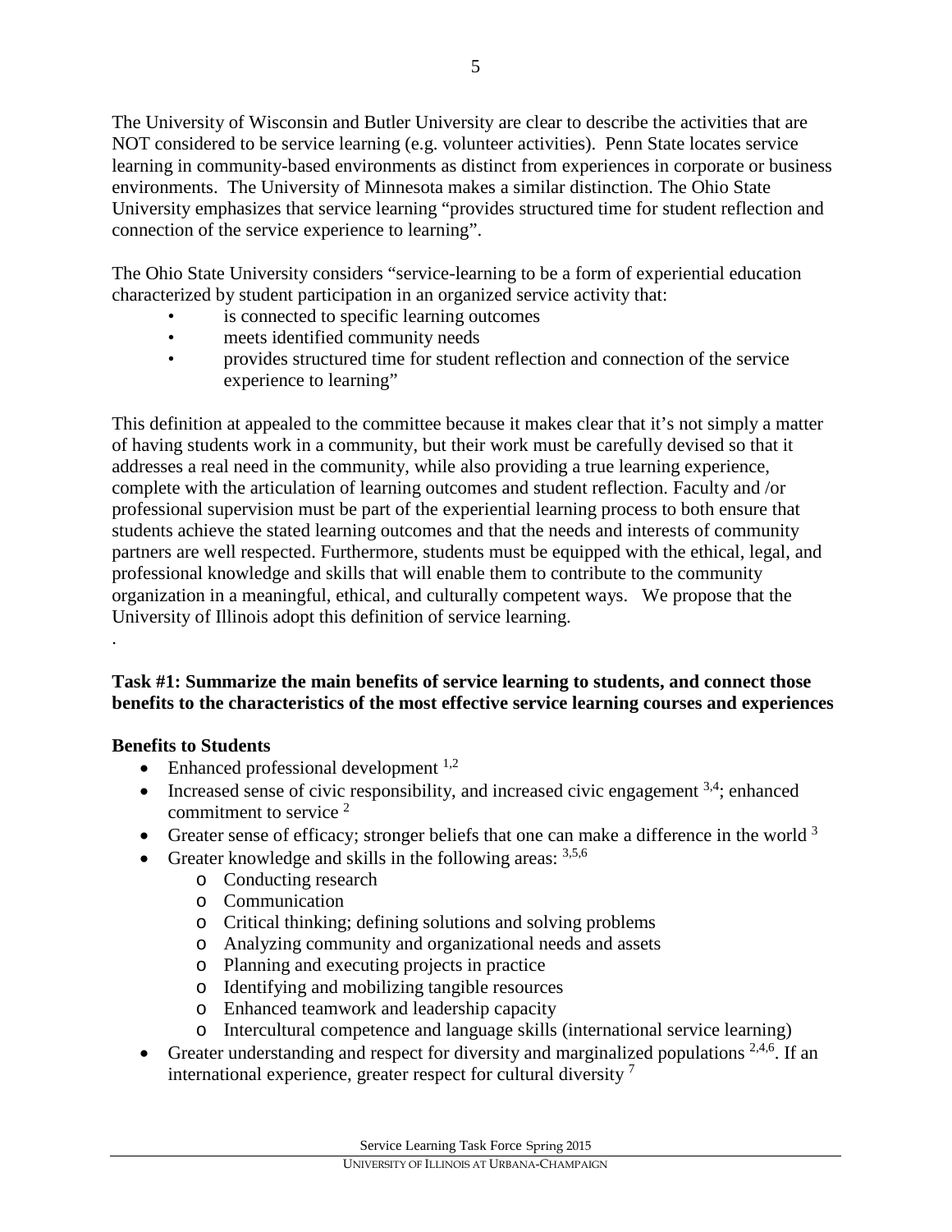The University of Wisconsin and Butler University are clear to describe the activities that are NOT considered to be service learning (e.g. volunteer activities). Penn State locates service learning in community-based environments as distinct from experiences in corporate or business environments. The University of Minnesota makes a similar distinction. The Ohio State University emphasizes that service learning "provides structured time for student reflection and connection of the service experience to learning".

The Ohio State University considers "service-learning to be a form of experiential education characterized by student participation in an organized service activity that:

- is connected to specific learning outcomes
- meets identified community needs
- provides structured time for student reflection and connection of the service experience to learning"

This definition at appealed to the committee because it makes clear that it's not simply a matter of having students work in a community, but their work must be carefully devised so that it addresses a real need in the community, while also providing a true learning experience, complete with the articulation of learning outcomes and student reflection. Faculty and /or professional supervision must be part of the experiential learning process to both ensure that students achieve the stated learning outcomes and that the needs and interests of community partners are well respected. Furthermore, students must be equipped with the ethical, legal, and professional knowledge and skills that will enable them to contribute to the community organization in a meaningful, ethical, and culturally competent ways. We propose that the University of Illinois adopt this definition of service learning.

.

**Task #1: Summarize the main benefits of service learning to students, and connect those benefits to the characteristics of the most effective service learning courses and experiences**

**Benefits to Students**

- Enhanced professional development [1,2]
- Increased sense of civic responsibility, and increased civic engagement [3,4]; enhanced commitment to service [2]
- Greater sense of efficacy; stronger beliefs that one can make a difference in the world [3]
- Greater knowledge and skills in the following areas: [3,5,6]
  - Conducting research
  - Communication
  - Critical thinking; defining solutions and solving problems
  - Analyzing community and organizational needs and assets
  - Planning and executing projects in practice
  - Identifying and mobilizing tangible resources
  - Enhanced teamwork and leadership capacity
  - Intercultural competence and language skills (international service learning)
- Greater understanding and respect for diversity and marginalized populations [2,4,6]. If an international experience, greater respect for cultural diversity [7]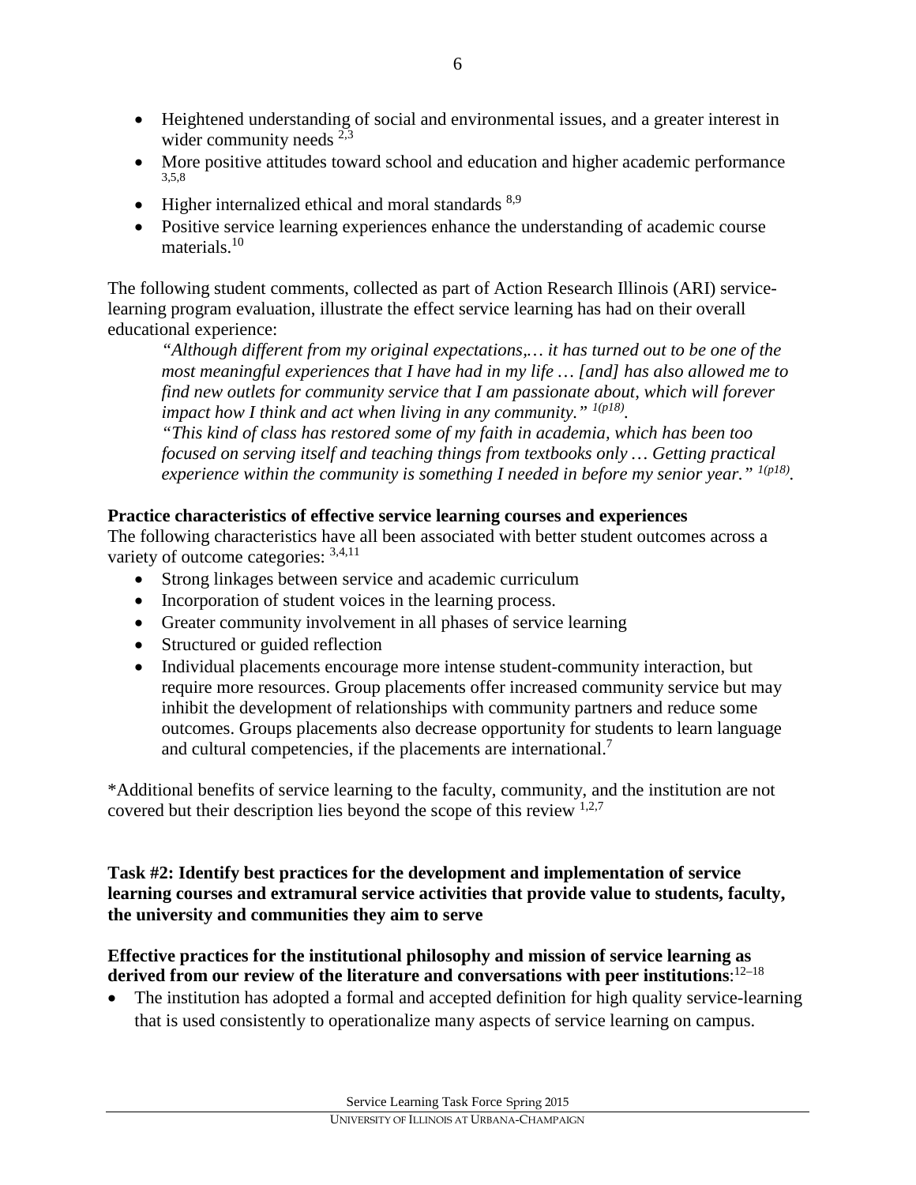- Heightened understanding of social and environmental issues, and a greater interest in wider community needs [2,3]
- More positive attitudes toward school and education and higher academic performance [3,5,8]
- Higher internalized ethical and moral standards [8,9]
- Positive service learning experiences enhance the understanding of academic course materials.[10]

The following student comments, collected as part of Action Research Illinois (ARI) service-learning program evaluation, illustrate the effect service learning has had on their overall educational experience:

> *"Although different from my original expectations,… it has turned out to be one of the most meaningful experiences that I have had in my life … [and] has also allowed me to find new outlets for community service that I am passionate about, which will forever impact how I think and act when living in any community."* [1(p18)].
>
> *"This kind of class has restored some of my faith in academia, which has been too focused on serving itself and teaching things from textbooks only … Getting practical experience within the community is something I needed in before my senior year."* [1(p18)].

**Practice characteristics of effective service learning courses and experiences**

The following characteristics have all been associated with better student outcomes across a variety of outcome categories: [3,4,11]

- Strong linkages between service and academic curriculum
- Incorporation of student voices in the learning process.
- Greater community involvement in all phases of service learning
- Structured or guided reflection
- Individual placements encourage more intense student-community interaction, but require more resources. Group placements offer increased community service but may inhibit the development of relationships with community partners and reduce some outcomes. Groups placements also decrease opportunity for students to learn language and cultural competencies, if the placements are international.[7]

*Additional benefits of service learning to the faculty, community, and the institution are not covered but their description lies beyond the scope of this review [1,2,7]

**Task #2: Identify best practices for the development and implementation of service learning courses and extramural service activities that provide value to students, faculty, the university and communities they aim to serve**

**Effective practices for the institutional philosophy and mission of service learning as derived from our review of the literature and conversations with peer institutions**:[12–18]

- The institution has adopted a formal and accepted definition for high quality service-learning that is used consistently to operationalize many aspects of service learning on campus.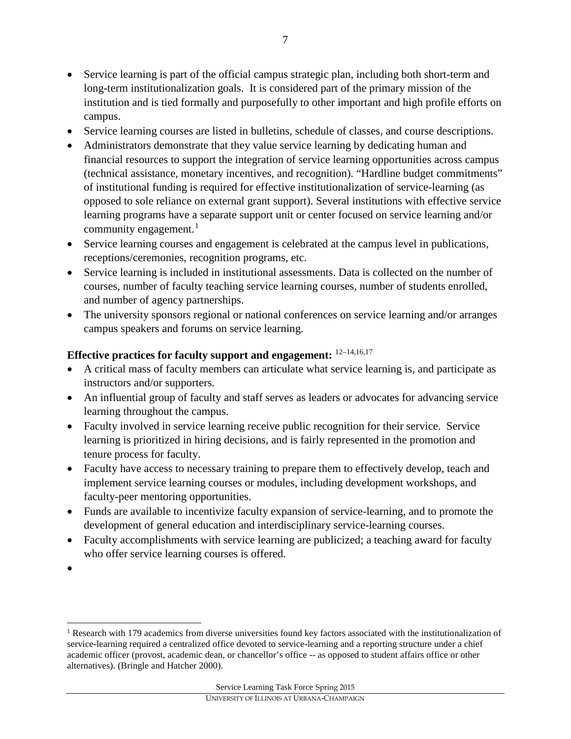- Service learning is part of the official campus strategic plan, including both short-term and long-term institutionalization goals. It is considered part of the primary mission of the institution and is tied formally and purposefully to other important and high profile efforts on campus.
- Service learning courses are listed in bulletins, schedule of classes, and course descriptions.
- Administrators demonstrate that they value service learning by dedicating human and financial resources to support the integration of service learning opportunities across campus (technical assistance, monetary incentives, and recognition). "Hardline budget commitments" of institutional funding is required for effective institutionalization of service-learning (as opposed to sole reliance on external grant support). Several institutions with effective service learning programs have a separate support unit or center focused on service learning and/or community engagement.[1]
- Service learning courses and engagement is celebrated at the campus level in publications, receptions/ceremonies, recognition programs, etc.
- Service learning is included in institutional assessments. Data is collected on the number of courses, number of faculty teaching service learning courses, number of students enrolled, and number of agency partnerships.
- The university sponsors regional or national conferences on service learning and/or arranges campus speakers and forums on service learning.

**Effective practices for faculty support and engagement:** [12–14,16,17]

- A critical mass of faculty members can articulate what service learning is, and participate as instructors and/or supporters.
- An influential group of faculty and staff serves as leaders or advocates for advancing service learning throughout the campus.
- Faculty involved in service learning receive public recognition for their service. Service learning is prioritized in hiring decisions, and is fairly represented in the promotion and tenure process for faculty.
- Faculty have access to necessary training to prepare them to effectively develop, teach and implement service learning courses or modules, including development workshops, and faculty-peer mentoring opportunities.
- Funds are available to incentivize faculty expansion of service-learning, and to promote the development of general education and interdisciplinary service-learning courses.
- Faculty accomplishments with service learning are publicized; a teaching award for faculty who offer service learning courses is offered.

---

[1] Research with 179 academics from diverse universities found key factors associated with the institutionalization of service-learning required a centralized office devoted to service-learning and a reporting structure under a chief academic officer (provost, academic dean, or chancellor's office -- as opposed to student affairs office or other alternatives). (Bringle and Hatcher 2000).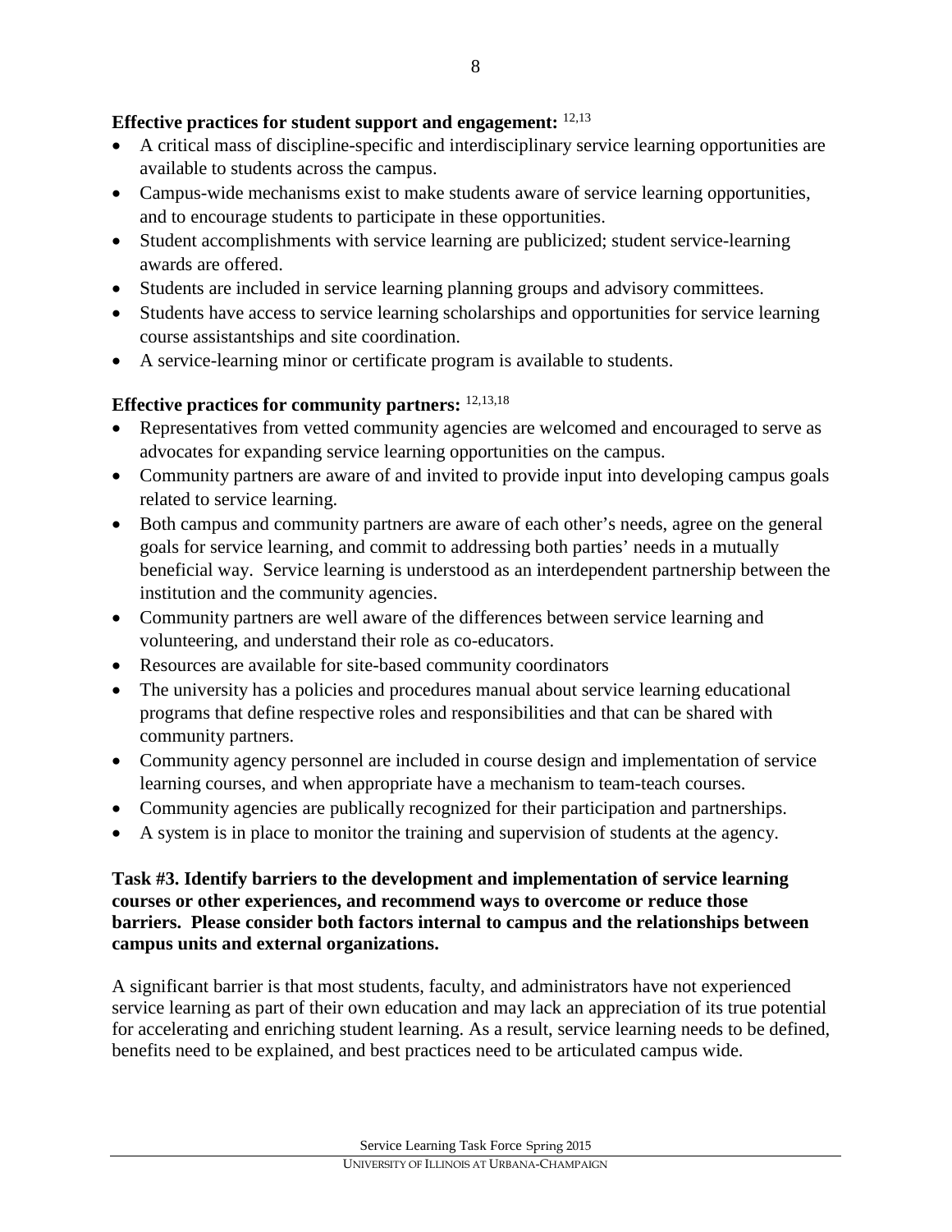**Effective practices for student support and engagement:** [12,13]

- A critical mass of discipline-specific and interdisciplinary service learning opportunities are available to students across the campus.
- Campus-wide mechanisms exist to make students aware of service learning opportunities, and to encourage students to participate in these opportunities.
- Student accomplishments with service learning are publicized; student service-learning awards are offered.
- Students are included in service learning planning groups and advisory committees.
- Students have access to service learning scholarships and opportunities for service learning course assistantships and site coordination.
- A service-learning minor or certificate program is available to students.

**Effective practices for community partners:** [12,13,18]

- Representatives from vetted community agencies are welcomed and encouraged to serve as advocates for expanding service learning opportunities on the campus.
- Community partners are aware of and invited to provide input into developing campus goals related to service learning.
- Both campus and community partners are aware of each other's needs, agree on the general goals for service learning, and commit to addressing both parties' needs in a mutually beneficial way. Service learning is understood as an interdependent partnership between the institution and the community agencies.
- Community partners are well aware of the differences between service learning and volunteering, and understand their role as co-educators.
- Resources are available for site-based community coordinators
- The university has a policies and procedures manual about service learning educational programs that define respective roles and responsibilities and that can be shared with community partners.
- Community agency personnel are included in course design and implementation of service learning courses, and when appropriate have a mechanism to team-teach courses.
- Community agencies are publically recognized for their participation and partnerships.
- A system is in place to monitor the training and supervision of students at the agency.

**Task #3. Identify barriers to the development and implementation of service learning courses or other experiences, and recommend ways to overcome or reduce those barriers. Please consider both factors internal to campus and the relationships between campus units and external organizations.**

A significant barrier is that most students, faculty, and administrators have not experienced service learning as part of their own education and may lack an appreciation of its true potential for accelerating and enriching student learning. As a result, service learning needs to be defined, benefits need to be explained, and best practices need to be articulated campus wide.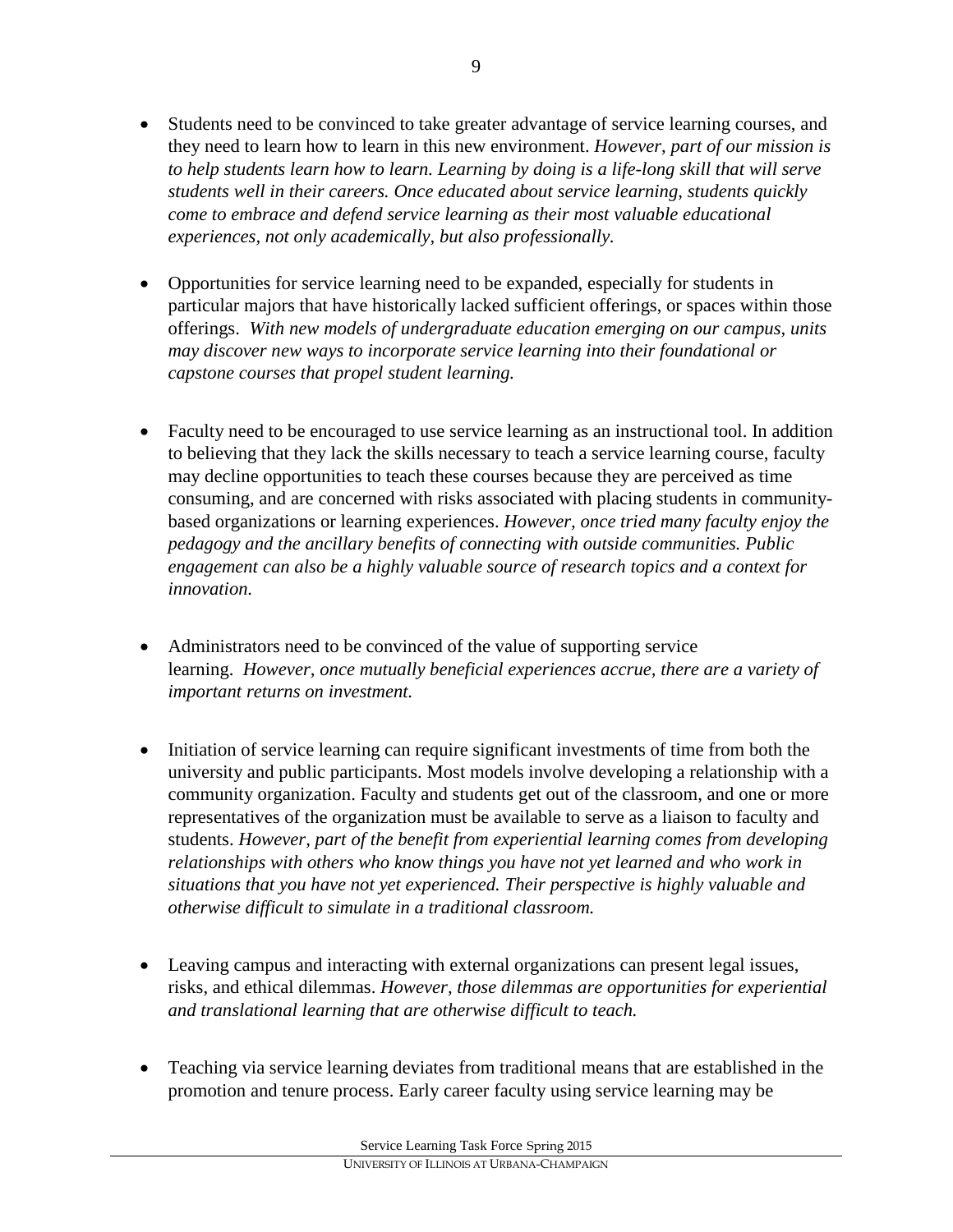- Students need to be convinced to take greater advantage of service learning courses, and they need to learn how to learn in this new environment. *However, part of our mission is to help students learn how to learn. Learning by doing is a life-long skill that will serve students well in their careers. Once educated about service learning, students quickly come to embrace and defend service learning as their most valuable educational experiences, not only academically, but also professionally.*

- Opportunities for service learning need to be expanded, especially for students in particular majors that have historically lacked sufficient offerings, or spaces within those offerings. *With new models of undergraduate education emerging on our campus, units may discover new ways to incorporate service learning into their foundational or capstone courses that propel student learning.*

- Faculty need to be encouraged to use service learning as an instructional tool. In addition to believing that they lack the skills necessary to teach a service learning course, faculty may decline opportunities to teach these courses because they are perceived as time consuming, and are concerned with risks associated with placing students in community-based organizations or learning experiences. *However, once tried many faculty enjoy the pedagogy and the ancillary benefits of connecting with outside communities. Public engagement can also be a highly valuable source of research topics and a context for innovation.*

- Administrators need to be convinced of the value of supporting service learning. *However, once mutually beneficial experiences accrue, there are a variety of important returns on investment.*

- Initiation of service learning can require significant investments of time from both the university and public participants. Most models involve developing a relationship with a community organization. Faculty and students get out of the classroom, and one or more representatives of the organization must be available to serve as a liaison to faculty and students. *However, part of the benefit from experiential learning comes from developing relationships with others who know things you have not yet learned and who work in situations that you have not yet experienced. Their perspective is highly valuable and otherwise difficult to simulate in a traditional classroom.*

- Leaving campus and interacting with external organizations can present legal issues, risks, and ethical dilemmas. *However, those dilemmas are opportunities for experiential and translational learning that are otherwise difficult to teach.*

- Teaching via service learning deviates from traditional means that are established in the promotion and tenure process. Early career faculty using service learning may be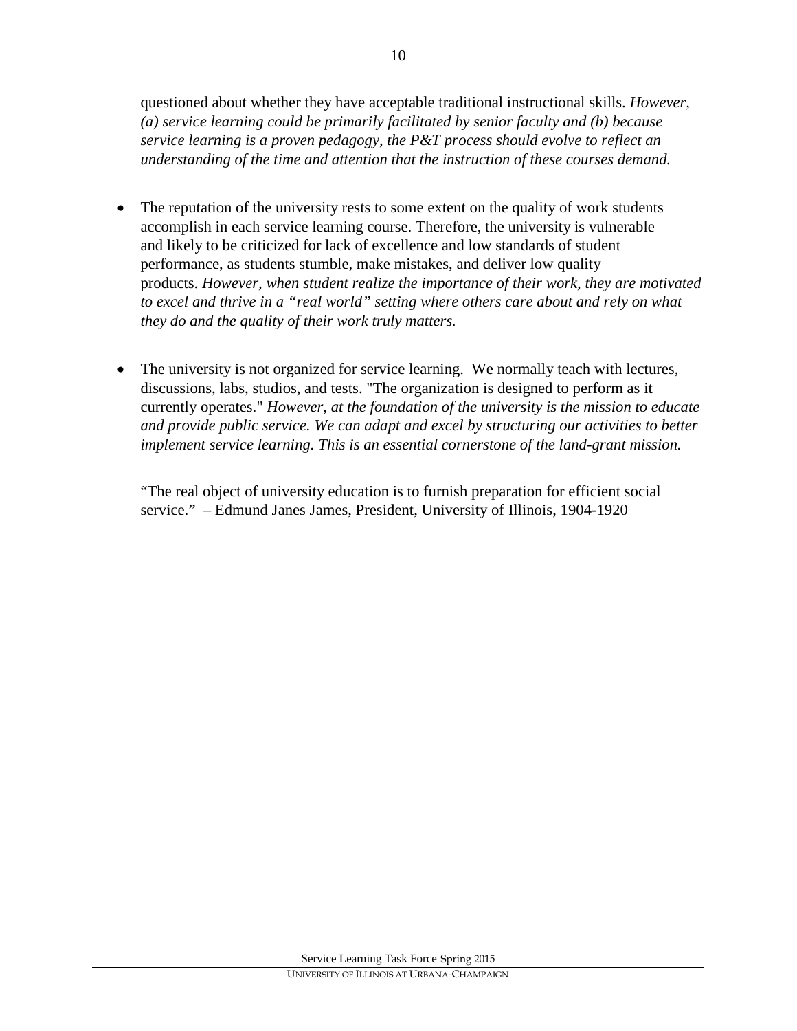questioned about whether they have acceptable traditional instructional skills. *However, (a) service learning could be primarily facilitated by senior faculty and (b) because service learning is a proven pedagogy, the P&T process should evolve to reflect an understanding of the time and attention that the instruction of these courses demand.*

- The reputation of the university rests to some extent on the quality of work students accomplish in each service learning course. Therefore, the university is vulnerable and likely to be criticized for lack of excellence and low standards of student performance, as students stumble, make mistakes, and deliver low quality products. *However, when student realize the importance of their work, they are motivated to excel and thrive in a "real world" setting where others care about and rely on what they do and the quality of their work truly matters.*

- The university is not organized for service learning. We normally teach with lectures, discussions, labs, studios, and tests. "The organization is designed to perform as it currently operates." *However, at the foundation of the university is the mission to educate and provide public service. We can adapt and excel by structuring our activities to better implement service learning. This is an essential cornerstone of the land-grant mission.*

"The real object of university education is to furnish preparation for efficient social service." – Edmund Janes James, President, University of Illinois, 1904-1920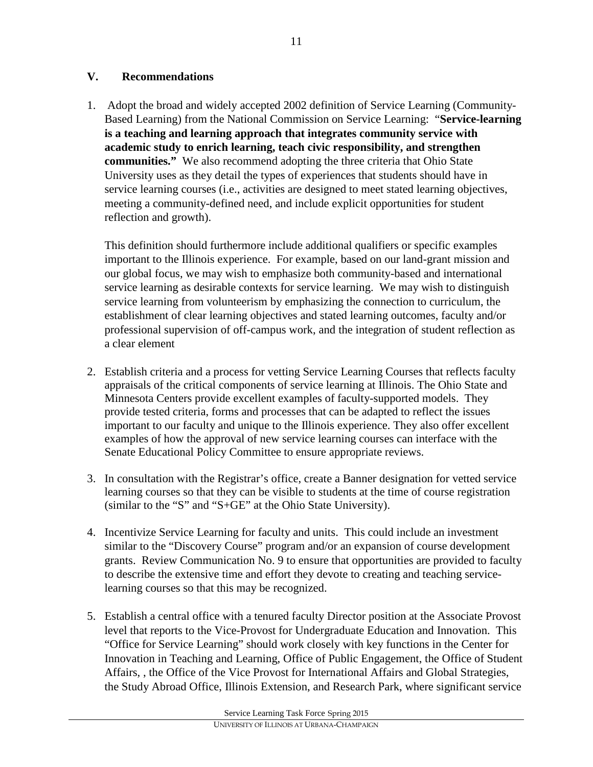## V. Recommendations

1. Adopt the broad and widely accepted 2002 definition of Service Learning (Community-Based Learning) from the National Commission on Service Learning: "**Service-learning is a teaching and learning approach that integrates community service with academic study to enrich learning, teach civic responsibility, and strengthen communities.**" We also recommend adopting the three criteria that Ohio State University uses as they detail the types of experiences that students should have in service learning courses (i.e., activities are designed to meet stated learning objectives, meeting a community-defined need, and include explicit opportunities for student reflection and growth).

   This definition should furthermore include additional qualifiers or specific examples important to the Illinois experience. For example, based on our land-grant mission and our global focus, we may wish to emphasize both community-based and international service learning as desirable contexts for service learning. We may wish to distinguish service learning from volunteerism by emphasizing the connection to curriculum, the establishment of clear learning objectives and stated learning outcomes, faculty and/or professional supervision of off-campus work, and the integration of student reflection as a clear element

2. Establish criteria and a process for vetting Service Learning Courses that reflects faculty appraisals of the critical components of service learning at Illinois. The Ohio State and Minnesota Centers provide excellent examples of faculty-supported models. They provide tested criteria, forms and processes that can be adapted to reflect the issues important to our faculty and unique to the Illinois experience. They also offer excellent examples of how the approval of new service learning courses can interface with the Senate Educational Policy Committee to ensure appropriate reviews.

3. In consultation with the Registrar's office, create a Banner designation for vetted service learning courses so that they can be visible to students at the time of course registration (similar to the "S" and "S+GE" at the Ohio State University).

4. Incentivize Service Learning for faculty and units. This could include an investment similar to the "Discovery Course" program and/or an expansion of course development grants. Review Communication No. 9 to ensure that opportunities are provided to faculty to describe the extensive time and effort they devote to creating and teaching service-learning courses so that this may be recognized.

5. Establish a central office with a tenured faculty Director position at the Associate Provost level that reports to the Vice-Provost for Undergraduate Education and Innovation. This "Office for Service Learning" should work closely with key functions in the Center for Innovation in Teaching and Learning, Office of Public Engagement, the Office of Student Affairs, , the Office of the Vice Provost for International Affairs and Global Strategies, the Study Abroad Office, Illinois Extension, and Research Park, where significant service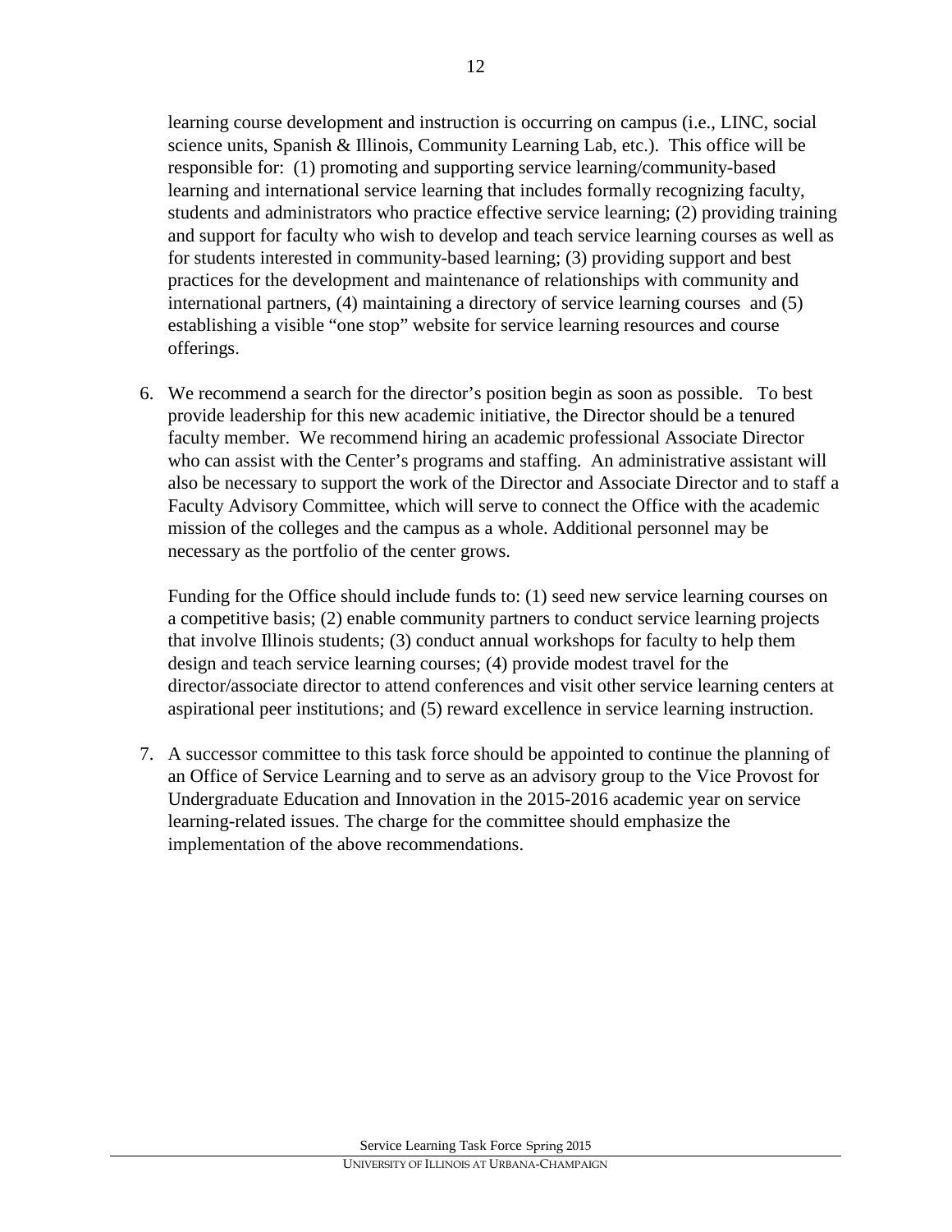learning course development and instruction is occurring on campus (i.e., LINC, social science units, Spanish & Illinois, Community Learning Lab, etc.). This office will be responsible for: (1) promoting and supporting service learning/community-based learning and international service learning that includes formally recognizing faculty, students and administrators who practice effective service learning; (2) providing training and support for faculty who wish to develop and teach service learning courses as well as for students interested in community-based learning; (3) providing support and best practices for the development and maintenance of relationships with community and international partners, (4) maintaining a directory of service learning courses and (5) establishing a visible "one stop" website for service learning resources and course offerings.

6. We recommend a search for the director's position begin as soon as possible. To best provide leadership for this new academic initiative, the Director should be a tenured faculty member. We recommend hiring an academic professional Associate Director who can assist with the Center's programs and staffing. An administrative assistant will also be necessary to support the work of the Director and Associate Director and to staff a Faculty Advisory Committee, which will serve to connect the Office with the academic mission of the colleges and the campus as a whole. Additional personnel may be necessary as the portfolio of the center grows.

   Funding for the Office should include funds to: (1) seed new service learning courses on a competitive basis; (2) enable community partners to conduct service learning projects that involve Illinois students; (3) conduct annual workshops for faculty to help them design and teach service learning courses; (4) provide modest travel for the director/associate director to attend conferences and visit other service learning centers at aspirational peer institutions; and (5) reward excellence in service learning instruction.

7. A successor committee to this task force should be appointed to continue the planning of an Office of Service Learning and to serve as an advisory group to the Vice Provost for Undergraduate Education and Innovation in the 2015-2016 academic year on service learning-related issues. The charge for the committee should emphasize the implementation of the above recommendations.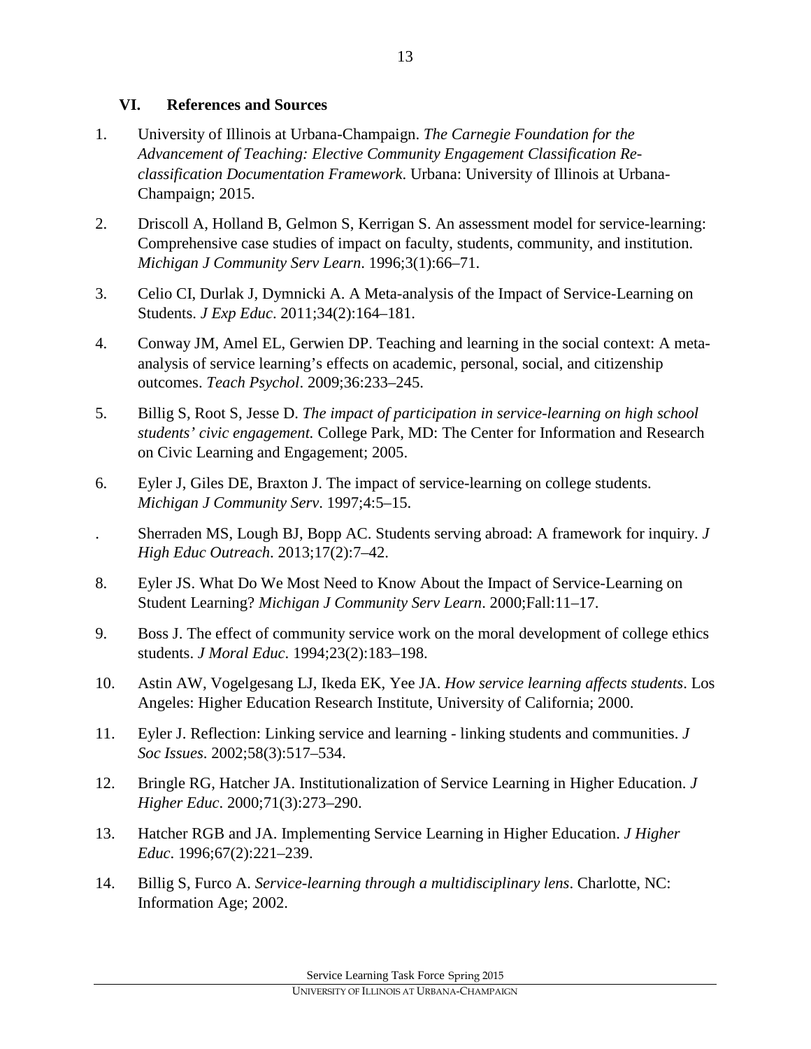## VI. References and Sources

1. University of Illinois at Urbana-Champaign. *The Carnegie Foundation for the Advancement of Teaching: Elective Community Engagement Classification Re-classification Documentation Framework*. Urbana: University of Illinois at Urbana-Champaign; 2015.

2. Driscoll A, Holland B, Gelmon S, Kerrigan S. An assessment model for service-learning: Comprehensive case studies of impact on faculty, students, community, and institution. *Michigan J Community Serv Learn*. 1996;3(1):66–71.

3. Celio CI, Durlak J, Dymnicki A. A Meta-analysis of the Impact of Service-Learning on Students. *J Exp Educ*. 2011;34(2):164–181.

4. Conway JM, Amel EL, Gerwien DP. Teaching and learning in the social context: A meta-analysis of service learning's effects on academic, personal, social, and citizenship outcomes. *Teach Psychol*. 2009;36:233–245.

5. Billig S, Root S, Jesse D. *The impact of participation in service-learning on high school students' civic engagement.* College Park, MD: The Center for Information and Research on Civic Learning and Engagement; 2005.

6. Eyler J, Giles DE, Braxton J. The impact of service-learning on college students. *Michigan J Community Serv*. 1997;4:5–15.

. Sherraden MS, Lough BJ, Bopp AC. Students serving abroad: A framework for inquiry. *J High Educ Outreach*. 2013;17(2):7–42.

8. Eyler JS. What Do We Most Need to Know About the Impact of Service-Learning on Student Learning? *Michigan J Community Serv Learn*. 2000;Fall:11–17.

9. Boss J. The effect of community service work on the moral development of college ethics students. *J Moral Educ*. 1994;23(2):183–198.

10. Astin AW, Vogelgesang LJ, Ikeda EK, Yee JA. *How service learning affects students*. Los Angeles: Higher Education Research Institute, University of California; 2000.

11. Eyler J. Reflection: Linking service and learning - linking students and communities. *J Soc Issues*. 2002;58(3):517–534.

12. Bringle RG, Hatcher JA. Institutionalization of Service Learning in Higher Education. *J Higher Educ*. 2000;71(3):273–290.

13. Hatcher RGB and JA. Implementing Service Learning in Higher Education. *J Higher Educ*. 1996;67(2):221–239.

14. Billig S, Furco A. *Service-learning through a multidisciplinary lens*. Charlotte, NC: Information Age; 2002.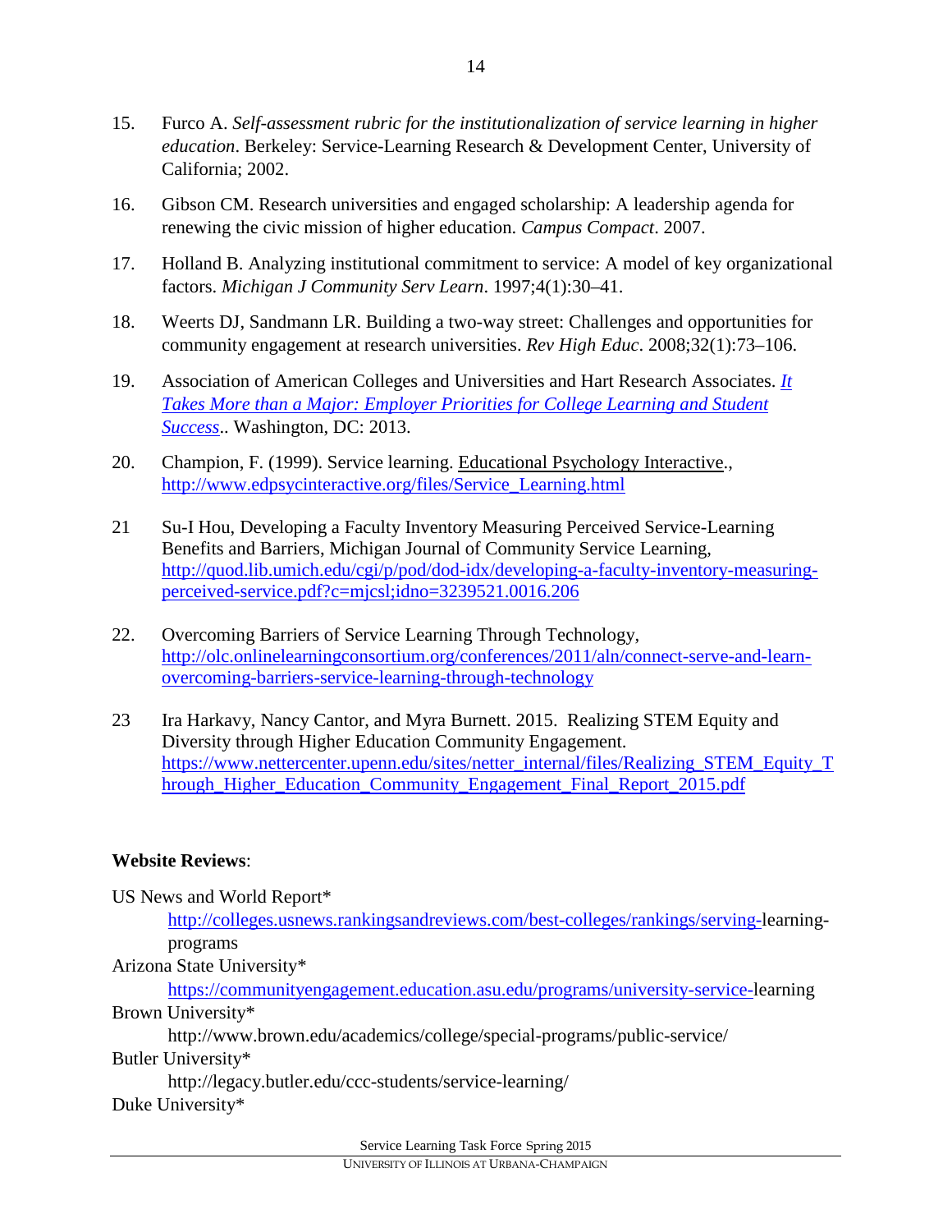15. Furco A. *Self-assessment rubric for the institutionalization of service learning in higher education*. Berkeley: Service-Learning Research & Development Center, University of California; 2002.

16. Gibson CM. Research universities and engaged scholarship: A leadership agenda for renewing the civic mission of higher education. *Campus Compact*. 2007.

17. Holland B. Analyzing institutional commitment to service: A model of key organizational factors. *Michigan J Community Serv Learn*. 1997;4(1):30–41.

18. Weerts DJ, Sandmann LR. Building a two-way street: Challenges and opportunities for community engagement at research universities. *Rev High Educ*. 2008;32(1):73–106.

19. Association of American Colleges and Universities and Hart Research Associates. *It Takes More than a Major: Employer Priorities for College Learning and Student Success*.. Washington, DC: 2013.

20. Champion, F. (1999). Service learning. Educational Psychology Interactive., http://www.edpsycinteractive.org/files/Service_Learning.html

21 Su-I Hou, Developing a Faculty Inventory Measuring Perceived Service-Learning Benefits and Barriers, Michigan Journal of Community Service Learning, http://quod.lib.umich.edu/cgi/p/pod/dod-idx/developing-a-faculty-inventory-measuring-perceived-service.pdf?c=mjcsl;idno=3239521.0016.206

22. Overcoming Barriers of Service Learning Through Technology, http://olc.onlinelearningconsortium.org/conferences/2011/aln/connect-serve-and-learn-overcoming-barriers-service-learning-through-technology

23 Ira Harkavy, Nancy Cantor, and Myra Burnett. 2015. Realizing STEM Equity and Diversity through Higher Education Community Engagement. https://www.nettercenter.upenn.edu/sites/netter_internal/files/Realizing_STEM_Equity_Through_Higher_Education_Community_Engagement_Final_Report_2015.pdf

**Website Reviews**:

US News and World Report*
    http://colleges.usnews.rankingsandreviews.com/best-colleges/rankings/serving-learning-programs

Arizona State University*
    https://communityengagement.education.asu.edu/programs/university-service-learning

Brown University*
    http://www.brown.edu/academics/college/special-programs/public-service/

Butler University*
    http://legacy.butler.edu/ccc-students/service-learning/

Duke University*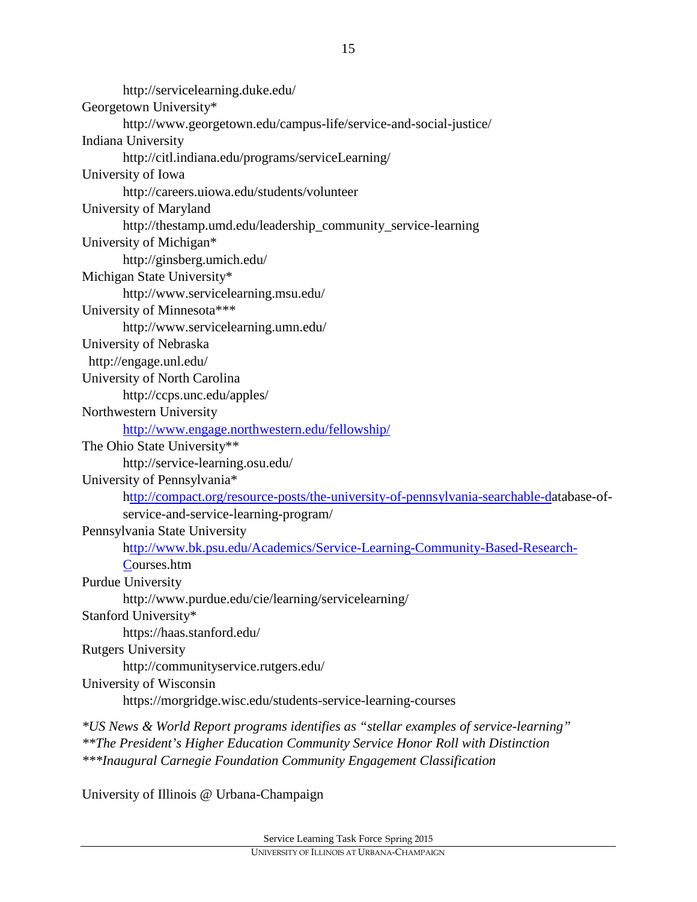http://servicelearning.duke.edu/

Georgetown University*
    http://www.georgetown.edu/campus-life/service-and-social-justice/

Indiana University
    http://citl.indiana.edu/programs/serviceLearning/

University of Iowa
    http://careers.uiowa.edu/students/volunteer

University of Maryland
    http://thestamp.umd.edu/leadership_community_service-learning

University of Michigan*
    http://ginsberg.umich.edu/

Michigan State University*
    http://www.servicelearning.msu.edu/

University of Minnesota***
    http://www.servicelearning.umn.edu/

University of Nebraska
    http://engage.unl.edu/

University of North Carolina
    http://ccps.unc.edu/apples/

Northwestern University
    http://www.engage.northwestern.edu/fellowship/

The Ohio State University**
    http://service-learning.osu.edu/

University of Pennsylvania*
    http://compact.org/resource-posts/the-university-of-pennsylvania-searchable-database-of-service-and-service-learning-program/

Pennsylvania State University
    http://www.bk.psu.edu/Academics/Service-Learning-Community-Based-Research-Courses.htm

Purdue University
    http://www.purdue.edu/cie/learning/servicelearning/

Stanford University*
    https://haas.stanford.edu/

Rutgers University
    http://communityservice.rutgers.edu/

University of Wisconsin
    https://morgridge.wisc.edu/students-service-learning-courses

*\*US News & World Report programs identifies as "stellar examples of service-learning"*
*\*\*The President's Higher Education Community Service Honor Roll with Distinction*
*\*\*\*Inaugural Carnegie Foundation Community Engagement Classification*

University of Illinois @ Urbana-Champaign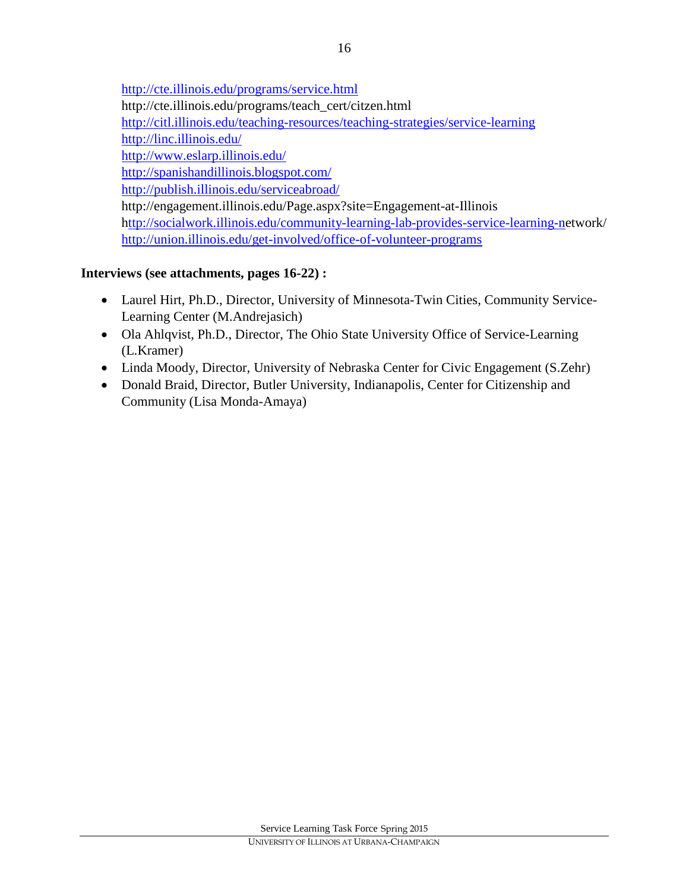http://cte.illinois.edu/programs/service.html
http://cte.illinois.edu/programs/teach_cert/citzen.html
http://citl.illinois.edu/teaching-resources/teaching-strategies/service-learning
http://linc.illinois.edu/
http://www.eslarp.illinois.edu/
http://spanishandillinois.blogspot.com/
http://publish.illinois.edu/serviceabroad/
http://engagement.illinois.edu/Page.aspx?site=Engagement-at-Illinois
http://socialwork.illinois.edu/community-learning-lab-provides-service-learning-network/
http://union.illinois.edu/get-involved/office-of-volunteer-programs

**Interviews (see attachments, pages 16-22) :**

- Laurel Hirt, Ph.D., Director, University of Minnesota-Twin Cities, Community Service-Learning Center (M.Andrejasich)
- Ola Ahlqvist, Ph.D., Director, The Ohio State University Office of Service-Learning (L.Kramer)
- Linda Moody, Director, University of Nebraska Center for Civic Engagement (S.Zehr)
- Donald Braid, Director, Butler University, Indianapolis, Center for Citizenship and Community (Lisa Monda-Amaya)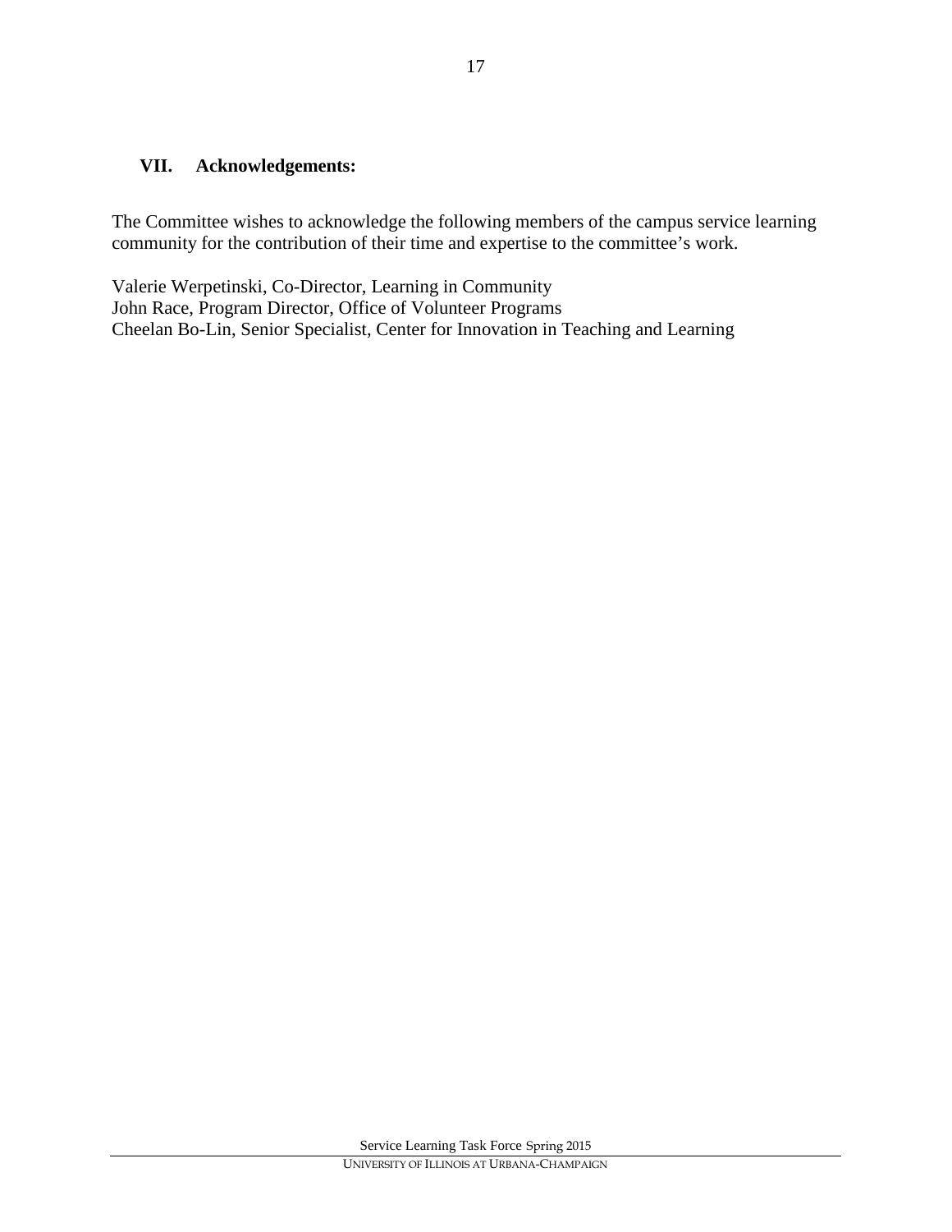## VII. Acknowledgements:

The Committee wishes to acknowledge the following members of the campus service learning community for the contribution of their time and expertise to the committee's work.

Valerie Werpetinski, Co-Director, Learning in Community
John Race, Program Director, Office of Volunteer Programs
Cheelan Bo-Lin, Senior Specialist, Center for Innovation in Teaching and Learning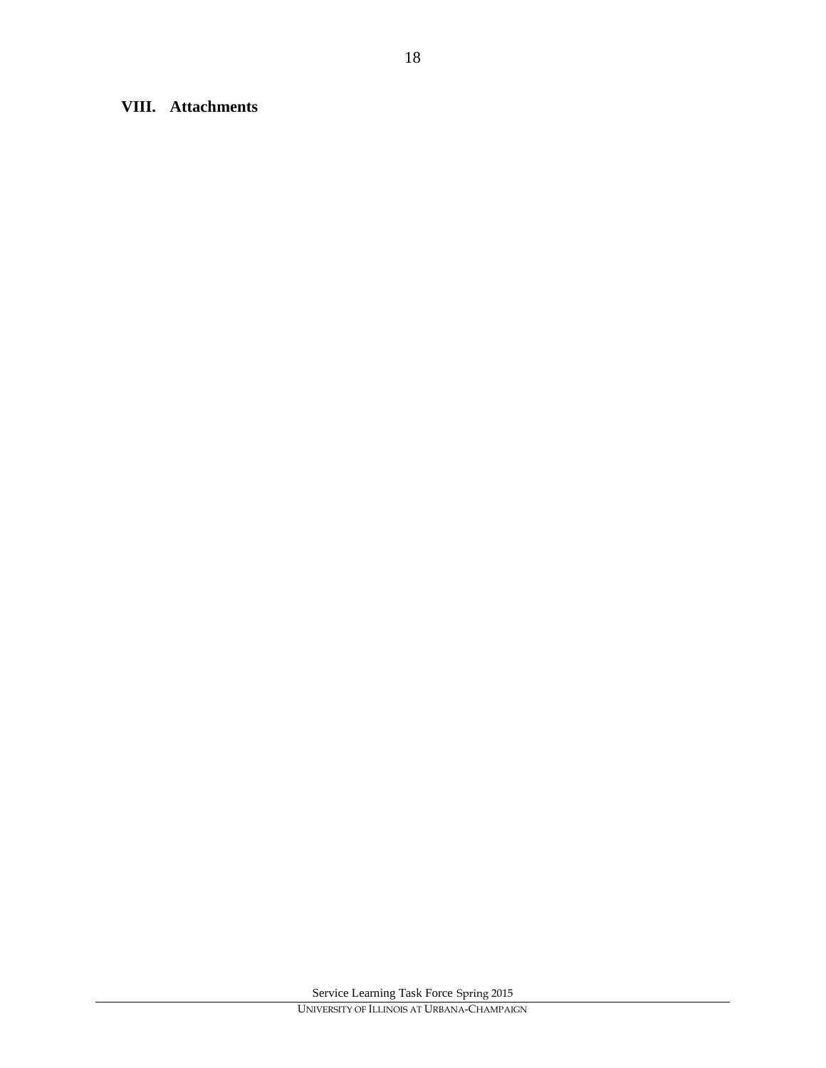## VIII. Attachments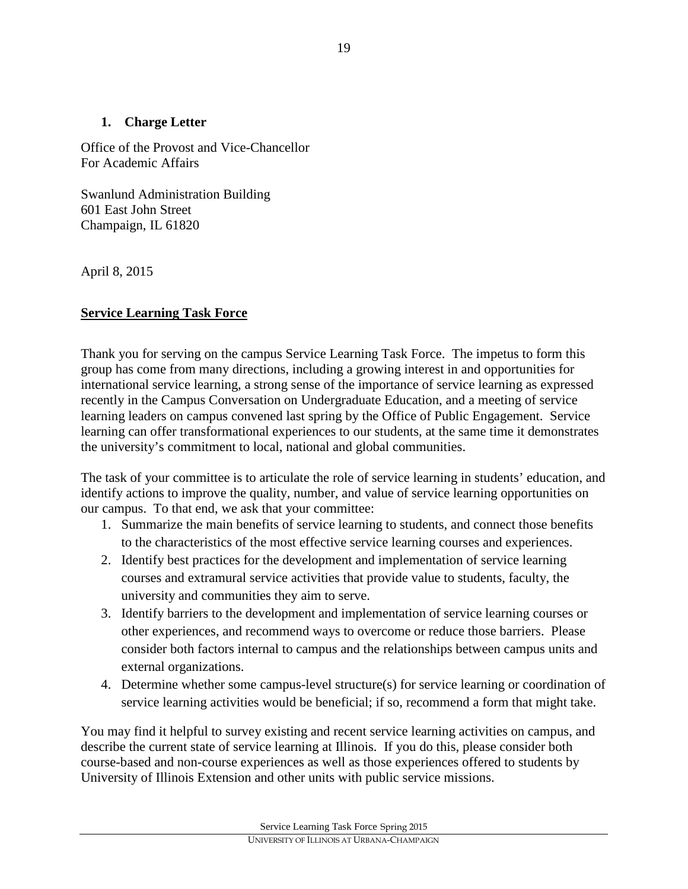## 1. Charge Letter

Office of the Provost and Vice-Chancellor
For Academic Affairs

Swanlund Administration Building
601 East John Street
Champaign, IL 61820

April 8, 2015

**Service Learning Task Force**

Thank you for serving on the campus Service Learning Task Force. The impetus to form this group has come from many directions, including a growing interest in and opportunities for international service learning, a strong sense of the importance of service learning as expressed recently in the Campus Conversation on Undergraduate Education, and a meeting of service learning leaders on campus convened last spring by the Office of Public Engagement. Service learning can offer transformational experiences to our students, at the same time it demonstrates the university's commitment to local, national and global communities.

The task of your committee is to articulate the role of service learning in students' education, and identify actions to improve the quality, number, and value of service learning opportunities on our campus. To that end, we ask that your committee:

1. Summarize the main benefits of service learning to students, and connect those benefits to the characteristics of the most effective service learning courses and experiences.
2. Identify best practices for the development and implementation of service learning courses and extramural service activities that provide value to students, faculty, the university and communities they aim to serve.
3. Identify barriers to the development and implementation of service learning courses or other experiences, and recommend ways to overcome or reduce those barriers. Please consider both factors internal to campus and the relationships between campus units and external organizations.
4. Determine whether some campus-level structure(s) for service learning or coordination of service learning activities would be beneficial; if so, recommend a form that might take.

You may find it helpful to survey existing and recent service learning activities on campus, and describe the current state of service learning at Illinois. If you do this, please consider both course-based and non-course experiences as well as those experiences offered to students by University of Illinois Extension and other units with public service missions.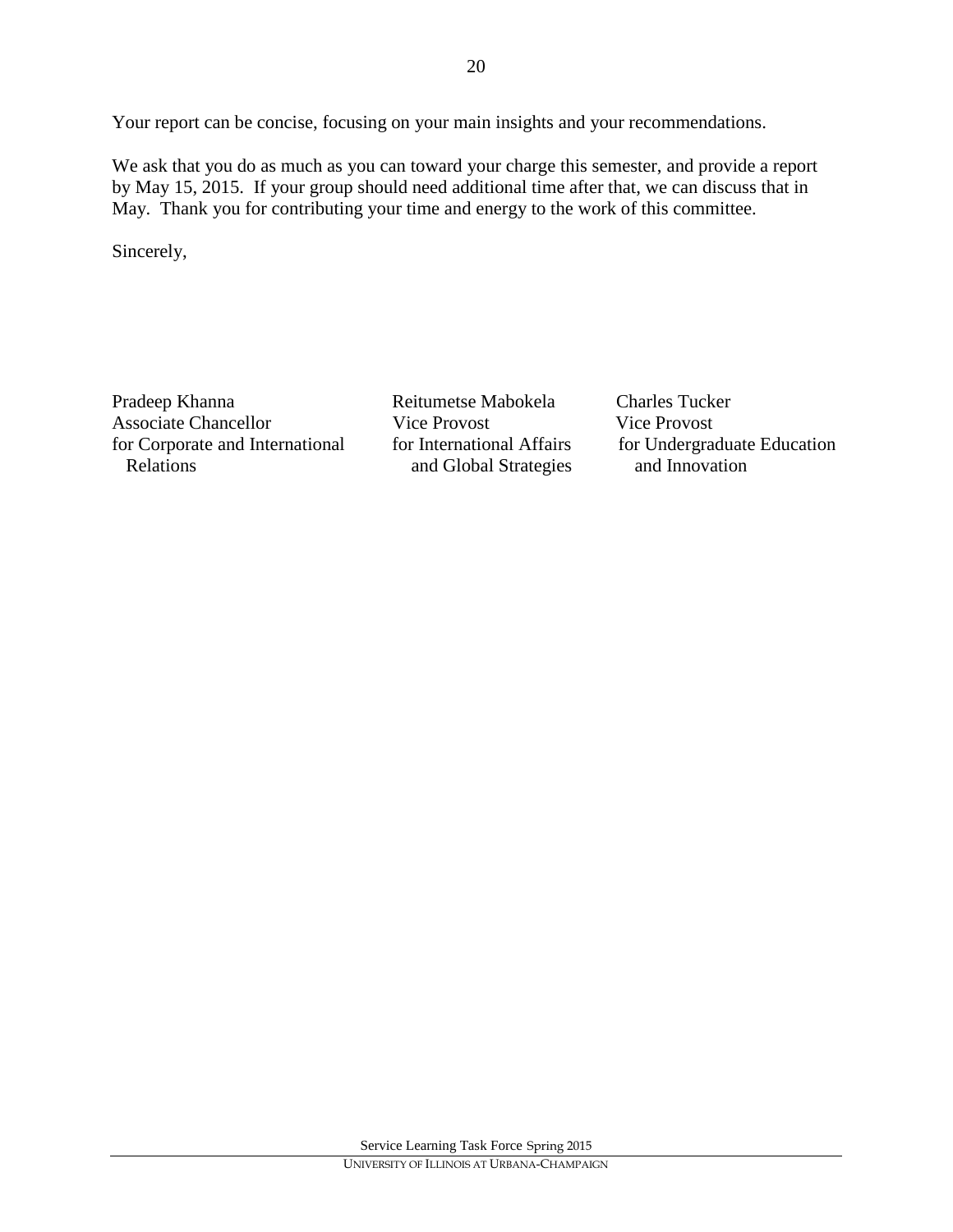Your report can be concise, focusing on your main insights and your recommendations.

We ask that you do as much as you can toward your charge this semester, and provide a report by May 15, 2015. If your group should need additional time after that, we can discuss that in May. Thank you for contributing your time and energy to the work of this committee.

Sincerely,

Pradeep Khanna
Associate Chancellor
for Corporate and International Relations

Reitumetse Mabokela
Vice Provost
for International Affairs and Global Strategies

Charles Tucker
Vice Provost
for Undergraduate Education and Innovation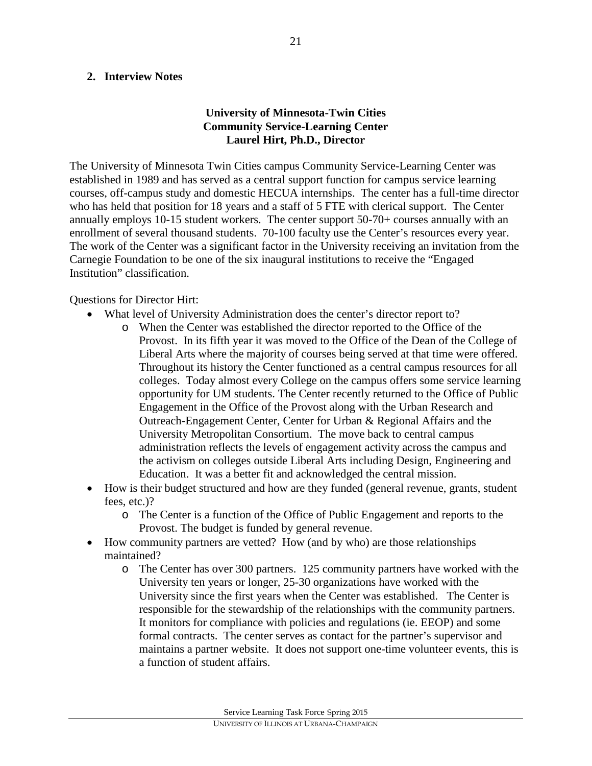## 2. Interview Notes

**University of Minnesota-Twin Cities**
**Community Service-Learning Center**
**Laurel Hirt, Ph.D., Director**

The University of Minnesota Twin Cities campus Community Service-Learning Center was established in 1989 and has served as a central support function for campus service learning courses, off-campus study and domestic HECUA internships. The center has a full-time director who has held that position for 18 years and a staff of 5 FTE with clerical support. The Center annually employs 10-15 student workers. The center support 50-70+ courses annually with an enrollment of several thousand students. 70-100 faculty use the Center's resources every year. The work of the Center was a significant factor in the University receiving an invitation from the Carnegie Foundation to be one of the six inaugural institutions to receive the "Engaged Institution" classification.

Questions for Director Hirt:

- What level of University Administration does the center's director report to?
  - When the Center was established the director reported to the Office of the Provost. In its fifth year it was moved to the Office of the Dean of the College of Liberal Arts where the majority of courses being served at that time were offered. Throughout its history the Center functioned as a central campus resources for all colleges. Today almost every College on the campus offers some service learning opportunity for UM students. The Center recently returned to the Office of Public Engagement in the Office of the Provost along with the Urban Research and Outreach-Engagement Center, Center for Urban & Regional Affairs and the University Metropolitan Consortium. The move back to central campus administration reflects the levels of engagement activity across the campus and the activism on colleges outside Liberal Arts including Design, Engineering and Education. It was a better fit and acknowledged the central mission.
- How is their budget structured and how are they funded (general revenue, grants, student fees, etc.)?
  - The Center is a function of the Office of Public Engagement and reports to the Provost. The budget is funded by general revenue.
- How community partners are vetted? How (and by who) are those relationships maintained?
  - The Center has over 300 partners. 125 community partners have worked with the University ten years or longer, 25-30 organizations have worked with the University since the first years when the Center was established. The Center is responsible for the stewardship of the relationships with the community partners. It monitors for compliance with policies and regulations (ie. EEOP) and some formal contracts. The center serves as contact for the partner's supervisor and maintains a partner website. It does not support one-time volunteer events, this is a function of student affairs.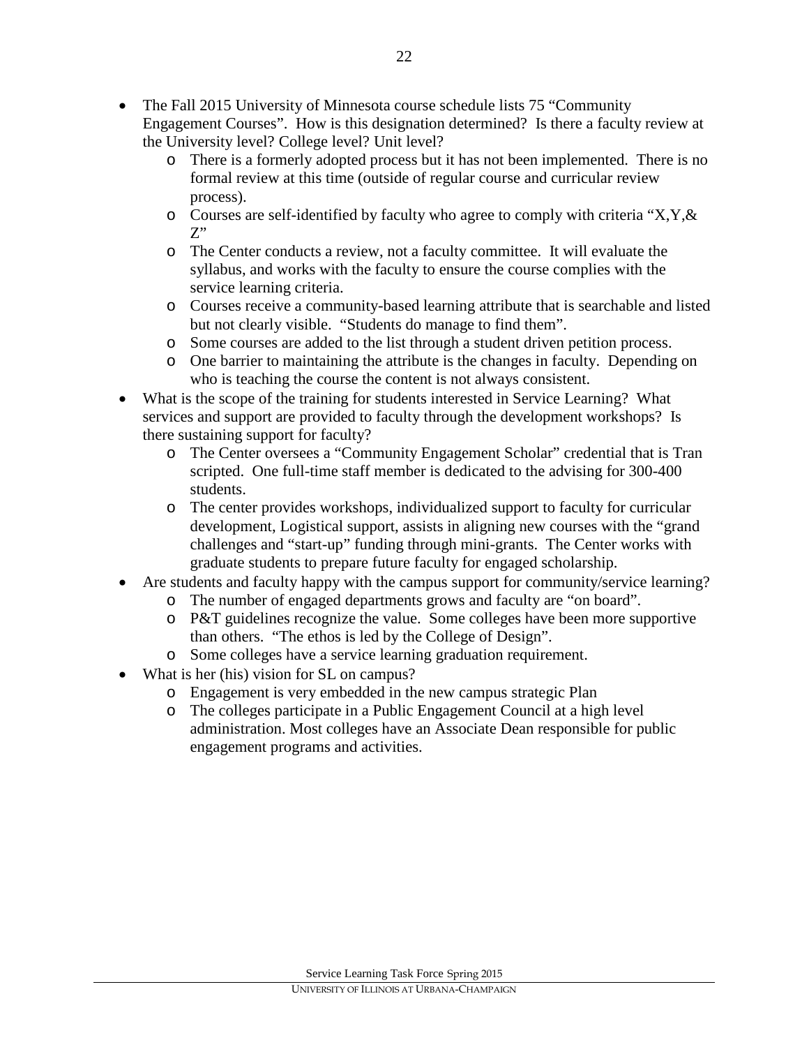- The Fall 2015 University of Minnesota course schedule lists 75 "Community Engagement Courses". How is this designation determined? Is there a faculty review at the University level? College level? Unit level?
  - There is a formerly adopted process but it has not been implemented. There is no formal review at this time (outside of regular course and curricular review process).
  - Courses are self-identified by faculty who agree to comply with criteria "X,Y,& Z"
  - The Center conducts a review, not a faculty committee. It will evaluate the syllabus, and works with the faculty to ensure the course complies with the service learning criteria.
  - Courses receive a community-based learning attribute that is searchable and listed but not clearly visible. "Students do manage to find them".
  - Some courses are added to the list through a student driven petition process.
  - One barrier to maintaining the attribute is the changes in faculty. Depending on who is teaching the course the content is not always consistent.
- What is the scope of the training for students interested in Service Learning? What services and support are provided to faculty through the development workshops? Is there sustaining support for faculty?
  - The Center oversees a "Community Engagement Scholar" credential that is Tran scripted. One full-time staff member is dedicated to the advising for 300-400 students.
  - The center provides workshops, individualized support to faculty for curricular development, Logistical support, assists in aligning new courses with the "grand challenges and "start-up" funding through mini-grants. The Center works with graduate students to prepare future faculty for engaged scholarship.
- Are students and faculty happy with the campus support for community/service learning?
  - The number of engaged departments grows and faculty are "on board".
  - P&T guidelines recognize the value. Some colleges have been more supportive than others. "The ethos is led by the College of Design".
  - Some colleges have a service learning graduation requirement.
- What is her (his) vision for SL on campus?
  - Engagement is very embedded in the new campus strategic Plan
  - The colleges participate in a Public Engagement Council at a high level administration. Most colleges have an Associate Dean responsible for public engagement programs and activities.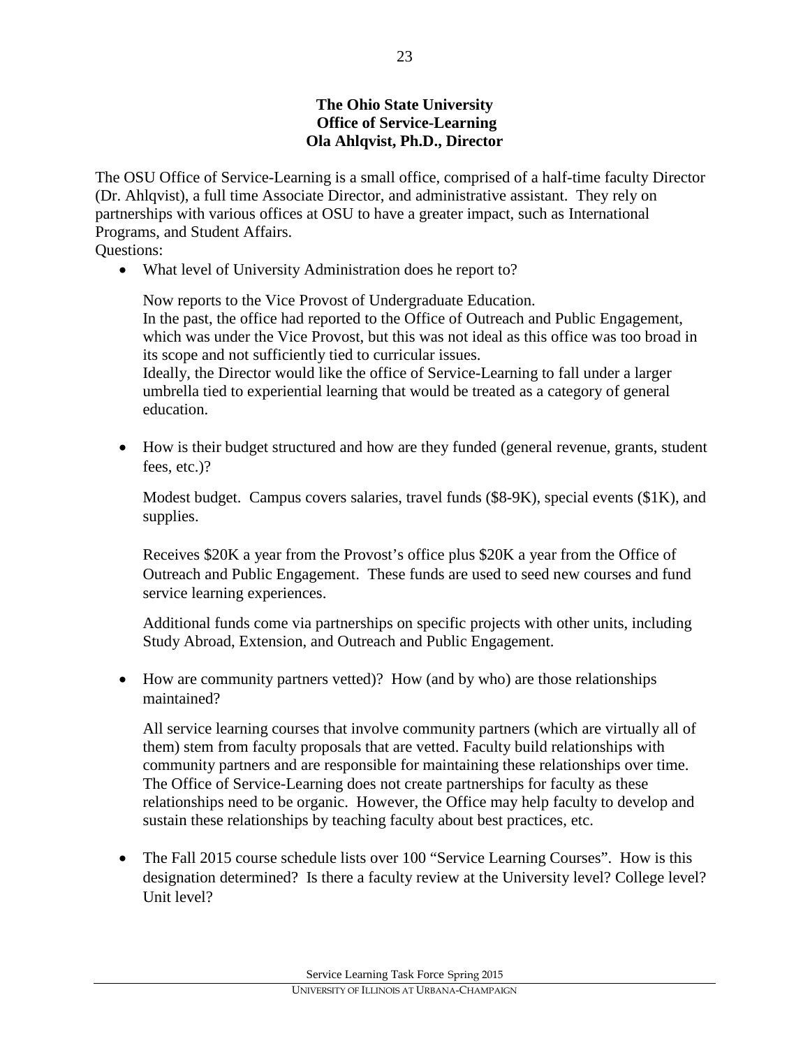**The Ohio State University**
**Office of Service-Learning**
**Ola Ahlqvist, Ph.D., Director**

The OSU Office of Service-Learning is a small office, comprised of a half-time faculty Director (Dr. Ahlqvist), a full time Associate Director, and administrative assistant. They rely on partnerships with various offices at OSU to have a greater impact, such as International Programs, and Student Affairs.

Questions:

- What level of University Administration does he report to?

  Now reports to the Vice Provost of Undergraduate Education.
  In the past, the office had reported to the Office of Outreach and Public Engagement, which was under the Vice Provost, but this was not ideal as this office was too broad in its scope and not sufficiently tied to curricular issues.
  Ideally, the Director would like the office of Service-Learning to fall under a larger umbrella tied to experiential learning that would be treated as a category of general education.

- How is their budget structured and how are they funded (general revenue, grants, student fees, etc.)?

  Modest budget. Campus covers salaries, travel funds ($8-9K), special events ($1K), and supplies.

  Receives $20K a year from the Provost's office plus $20K a year from the Office of Outreach and Public Engagement. These funds are used to seed new courses and fund service learning experiences.

  Additional funds come via partnerships on specific projects with other units, including Study Abroad, Extension, and Outreach and Public Engagement.

- How are community partners vetted)? How (and by who) are those relationships maintained?

  All service learning courses that involve community partners (which are virtually all of them) stem from faculty proposals that are vetted. Faculty build relationships with community partners and are responsible for maintaining these relationships over time. The Office of Service-Learning does not create partnerships for faculty as these relationships need to be organic. However, the Office may help faculty to develop and sustain these relationships by teaching faculty about best practices, etc.

- The Fall 2015 course schedule lists over 100 "Service Learning Courses". How is this designation determined? Is there a faculty review at the University level? College level? Unit level?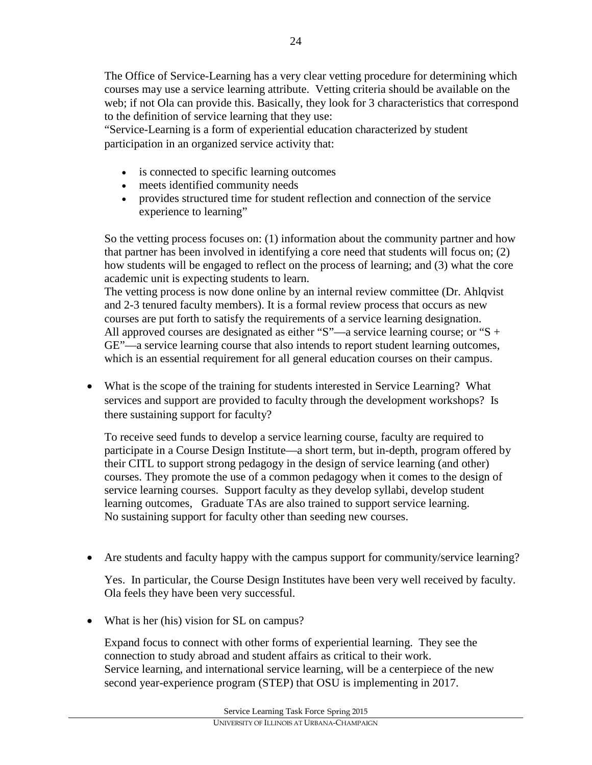The Office of Service-Learning has a very clear vetting procedure for determining which courses may use a service learning attribute. Vetting criteria should be available on the web; if not Ola can provide this. Basically, they look for 3 characteristics that correspond to the definition of service learning that they use:
"Service-Learning is a form of experiential education characterized by student participation in an organized service activity that:

- is connected to specific learning outcomes
- meets identified community needs
- provides structured time for student reflection and connection of the service experience to learning"

So the vetting process focuses on: (1) information about the community partner and how that partner has been involved in identifying a core need that students will focus on; (2) how students will be engaged to reflect on the process of learning; and (3) what the core academic unit is expecting students to learn.
The vetting process is now done online by an internal review committee (Dr. Ahlqvist and 2-3 tenured faculty members). It is a formal review process that occurs as new courses are put forth to satisfy the requirements of a service learning designation.
All approved courses are designated as either "S"—a service learning course; or "S + GE"—a service learning course that also intends to report student learning outcomes, which is an essential requirement for all general education courses on their campus.

- What is the scope of the training for students interested in Service Learning? What services and support are provided to faculty through the development workshops? Is there sustaining support for faculty?

To receive seed funds to develop a service learning course, faculty are required to participate in a Course Design Institute—a short term, but in-depth, program offered by their CITL to support strong pedagogy in the design of service learning (and other) courses. They promote the use of a common pedagogy when it comes to the design of service learning courses. Support faculty as they develop syllabi, develop student learning outcomes, Graduate TAs are also trained to support service learning.
No sustaining support for faculty other than seeding new courses.

- Are students and faculty happy with the campus support for community/service learning?

Yes. In particular, the Course Design Institutes have been very well received by faculty. Ola feels they have been very successful.

- What is her (his) vision for SL on campus?

Expand focus to connect with other forms of experiential learning. They see the connection to study abroad and student affairs as critical to their work.
Service learning, and international service learning, will be a centerpiece of the new second year-experience program (STEP) that OSU is implementing in 2017.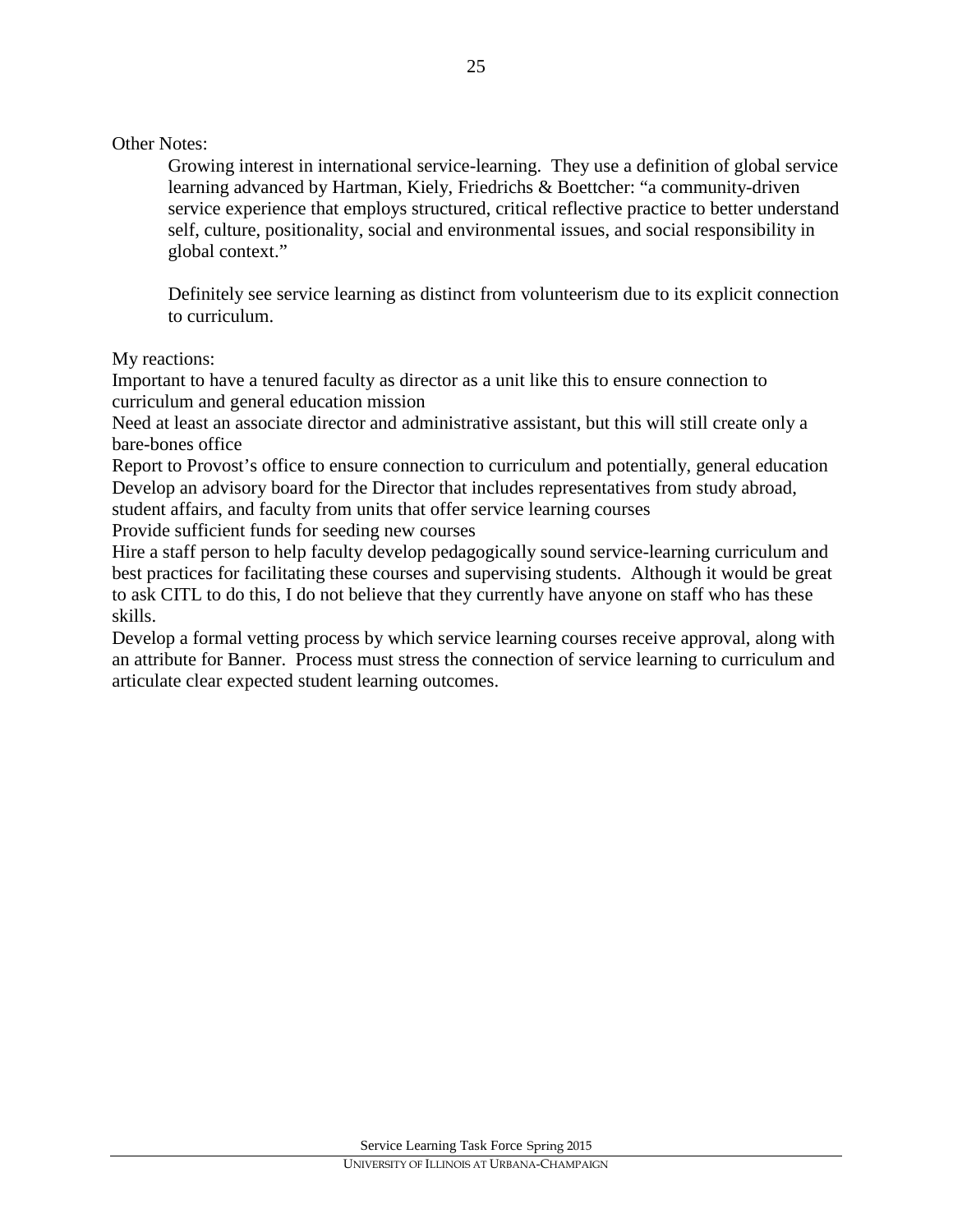Other Notes:

> Growing interest in international service-learning. They use a definition of global service learning advanced by Hartman, Kiely, Friedrichs & Boettcher: "a community-driven service experience that employs structured, critical reflective practice to better understand self, culture, positionality, social and environmental issues, and social responsibility in global context."
>
> Definitely see service learning as distinct from volunteerism due to its explicit connection to curriculum.

My reactions:

Important to have a tenured faculty as director as a unit like this to ensure connection to curriculum and general education mission

Need at least an associate director and administrative assistant, but this will still create only a bare-bones office

Report to Provost's office to ensure connection to curriculum and potentially, general education

Develop an advisory board for the Director that includes representatives from study abroad, student affairs, and faculty from units that offer service learning courses

Provide sufficient funds for seeding new courses

Hire a staff person to help faculty develop pedagogically sound service-learning curriculum and best practices for facilitating these courses and supervising students. Although it would be great to ask CITL to do this, I do not believe that they currently have anyone on staff who has these skills.

Develop a formal vetting process by which service learning courses receive approval, along with an attribute for Banner. Process must stress the connection of service learning to curriculum and articulate clear expected student learning outcomes.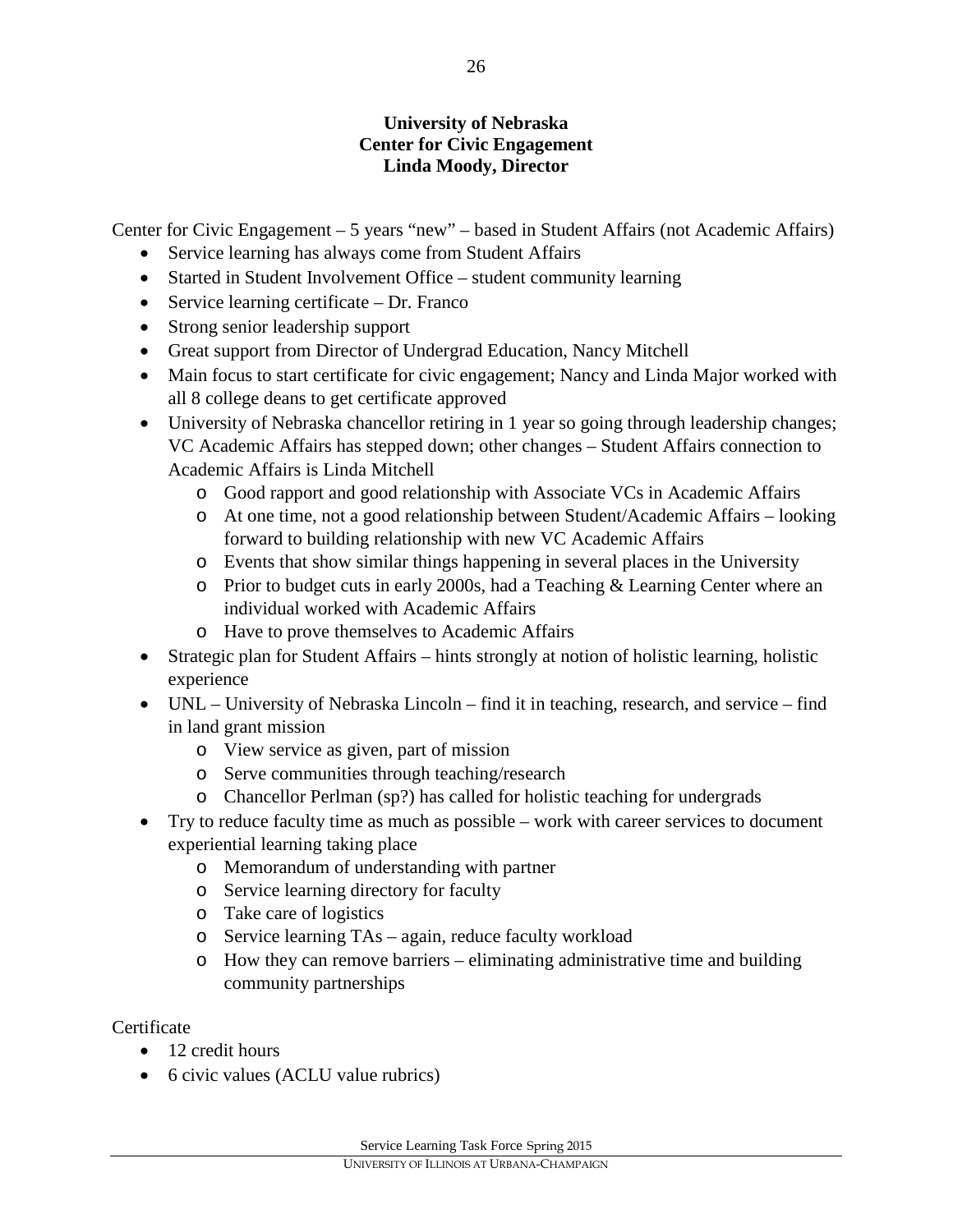**University of Nebraska**
**Center for Civic Engagement**
**Linda Moody, Director**

Center for Civic Engagement – 5 years "new" – based in Student Affairs (not Academic Affairs)

- Service learning has always come from Student Affairs
- Started in Student Involvement Office – student community learning
- Service learning certificate – Dr. Franco
- Strong senior leadership support
- Great support from Director of Undergrad Education, Nancy Mitchell
- Main focus to start certificate for civic engagement; Nancy and Linda Major worked with all 8 college deans to get certificate approved
- University of Nebraska chancellor retiring in 1 year so going through leadership changes; VC Academic Affairs has stepped down; other changes – Student Affairs connection to Academic Affairs is Linda Mitchell
    - Good rapport and good relationship with Associate VCs in Academic Affairs
    - At one time, not a good relationship between Student/Academic Affairs – looking forward to building relationship with new VC Academic Affairs
    - Events that show similar things happening in several places in the University
    - Prior to budget cuts in early 2000s, had a Teaching & Learning Center where an individual worked with Academic Affairs
    - Have to prove themselves to Academic Affairs
- Strategic plan for Student Affairs – hints strongly at notion of holistic learning, holistic experience
- UNL – University of Nebraska Lincoln – find it in teaching, research, and service – find in land grant mission
    - View service as given, part of mission
    - Serve communities through teaching/research
    - Chancellor Perlman (sp?) has called for holistic teaching for undergrads
- Try to reduce faculty time as much as possible – work with career services to document experiential learning taking place
    - Memorandum of understanding with partner
    - Service learning directory for faculty
    - Take care of logistics
    - Service learning TAs – again, reduce faculty workload
    - How they can remove barriers – eliminating administrative time and building community partnerships

Certificate

- 12 credit hours
- 6 civic values (ACLU value rubrics)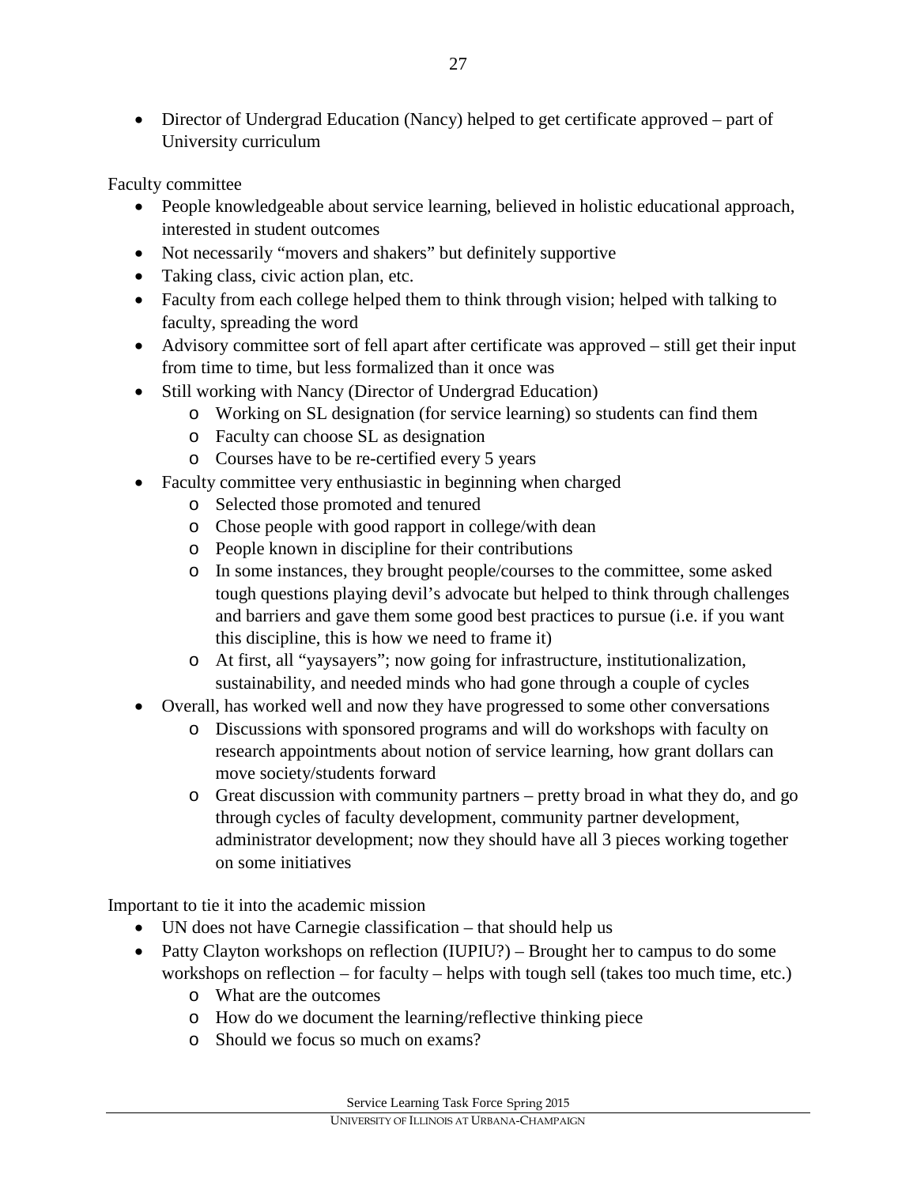- Director of Undergrad Education (Nancy) helped to get certificate approved – part of University curriculum

Faculty committee

- People knowledgeable about service learning, believed in holistic educational approach, interested in student outcomes
- Not necessarily "movers and shakers" but definitely supportive
- Taking class, civic action plan, etc.
- Faculty from each college helped them to think through vision; helped with talking to faculty, spreading the word
- Advisory committee sort of fell apart after certificate was approved – still get their input from time to time, but less formalized than it once was
- Still working with Nancy (Director of Undergrad Education)
    - Working on SL designation (for service learning) so students can find them
    - Faculty can choose SL as designation
    - Courses have to be re-certified every 5 years
- Faculty committee very enthusiastic in beginning when charged
    - Selected those promoted and tenured
    - Chose people with good rapport in college/with dean
    - People known in discipline for their contributions
    - In some instances, they brought people/courses to the committee, some asked tough questions playing devil's advocate but helped to think through challenges and barriers and gave them some good best practices to pursue (i.e. if you want this discipline, this is how we need to frame it)
    - At first, all "yaysayers"; now going for infrastructure, institutionalization, sustainability, and needed minds who had gone through a couple of cycles
- Overall, has worked well and now they have progressed to some other conversations
    - Discussions with sponsored programs and will do workshops with faculty on research appointments about notion of service learning, how grant dollars can move society/students forward
    - Great discussion with community partners – pretty broad in what they do, and go through cycles of faculty development, community partner development, administrator development; now they should have all 3 pieces working together on some initiatives

Important to tie it into the academic mission

- UN does not have Carnegie classification – that should help us
- Patty Clayton workshops on reflection (IUPIU?) – Brought her to campus to do some workshops on reflection – for faculty – helps with tough sell (takes too much time, etc.)
    - What are the outcomes
    - How do we document the learning/reflective thinking piece
    - Should we focus so much on exams?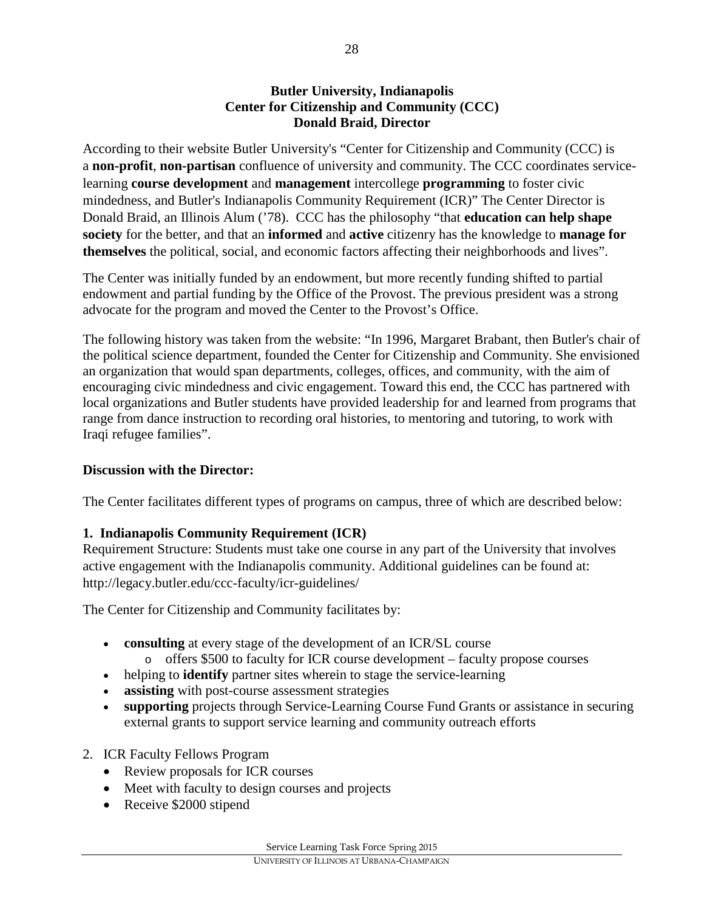**Butler University, Indianapolis**
**Center for Citizenship and Community (CCC)**
**Donald Braid, Director**

According to their website Butler University's "Center for Citizenship and Community (CCC) is a **non-profit**, **non-partisan** confluence of university and community. The CCC coordinates service-learning **course development** and **management** intercollege **programming** to foster civic mindedness, and Butler's Indianapolis Community Requirement (ICR)" The Center Director is Donald Braid, an Illinois Alum ('78). CCC has the philosophy "that **education can help shape society** for the better, and that an **informed** and **active** citizenry has the knowledge to **manage for themselves** the political, social, and economic factors affecting their neighborhoods and lives".

The Center was initially funded by an endowment, but more recently funding shifted to partial endowment and partial funding by the Office of the Provost. The previous president was a strong advocate for the program and moved the Center to the Provost's Office.

The following history was taken from the website: "In 1996, Margaret Brabant, then Butler's chair of the political science department, founded the Center for Citizenship and Community. She envisioned an organization that would span departments, colleges, offices, and community, with the aim of encouraging civic mindedness and civic engagement. Toward this end, the CCC has partnered with local organizations and Butler students have provided leadership for and learned from programs that range from dance instruction to recording oral histories, to mentoring and tutoring, to work with Iraqi refugee families".

**Discussion with the Director:**

The Center facilitates different types of programs on campus, three of which are described below:

**1. Indianapolis Community Requirement (ICR)**

Requirement Structure: Students must take one course in any part of the University that involves active engagement with the Indianapolis community. Additional guidelines can be found at: http://legacy.butler.edu/ccc-faculty/icr-guidelines/

The Center for Citizenship and Community facilitates by:

- **consulting** at every stage of the development of an ICR/SL course
  - offers $500 to faculty for ICR course development – faculty propose courses
- helping to **identify** partner sites wherein to stage the service-learning
- **assisting** with post-course assessment strategies
- **supporting** projects through Service-Learning Course Fund Grants or assistance in securing external grants to support service learning and community outreach efforts

2. ICR Faculty Fellows Program
   - Review proposals for ICR courses
   - Meet with faculty to design courses and projects
   - Receive $2000 stipend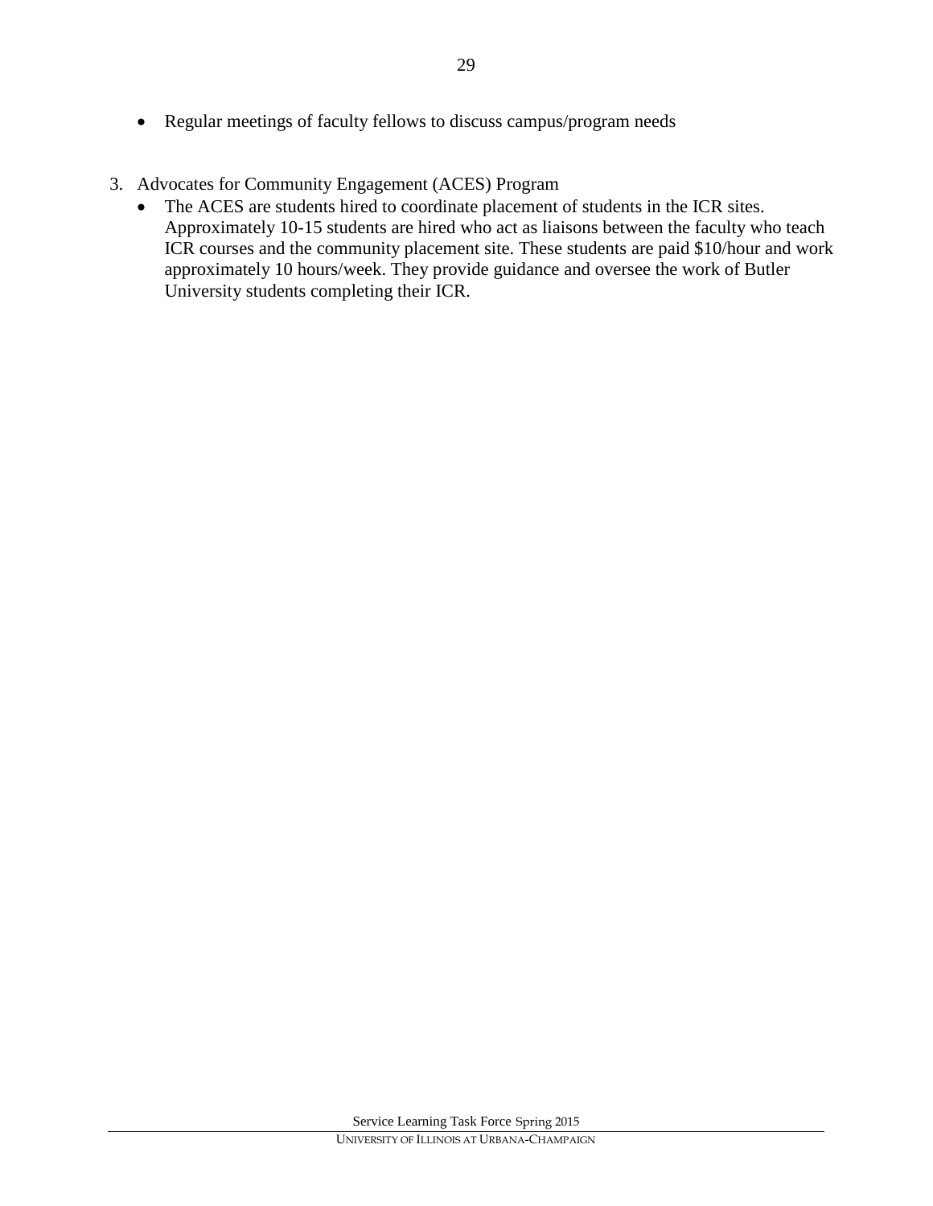- Regular meetings of faculty fellows to discuss campus/program needs

3. Advocates for Community Engagement (ACES) Program
   - The ACES are students hired to coordinate placement of students in the ICR sites. Approximately 10-15 students are hired who act as liaisons between the faculty who teach ICR courses and the community placement site. These students are paid $10/hour and work approximately 10 hours/week. They provide guidance and oversee the work of Butler University students completing their ICR.